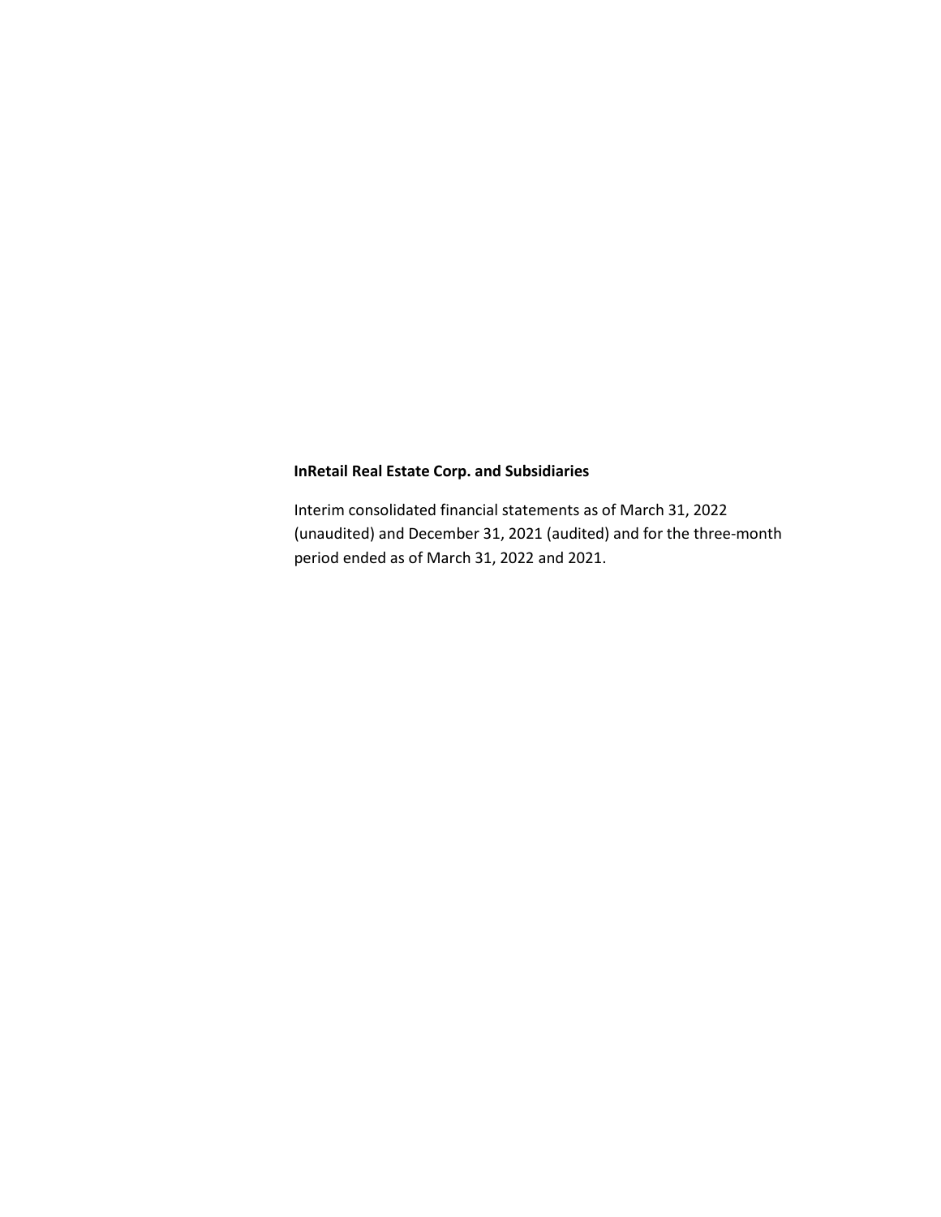**InRetail Real Estate Corp. and Subsidiaries**

Interim consolidated financial statements as of March 31, 2022 (unaudited) and December 31, 2021 (audited) and for the three-month period ended as of March 31, 2022 and 2021.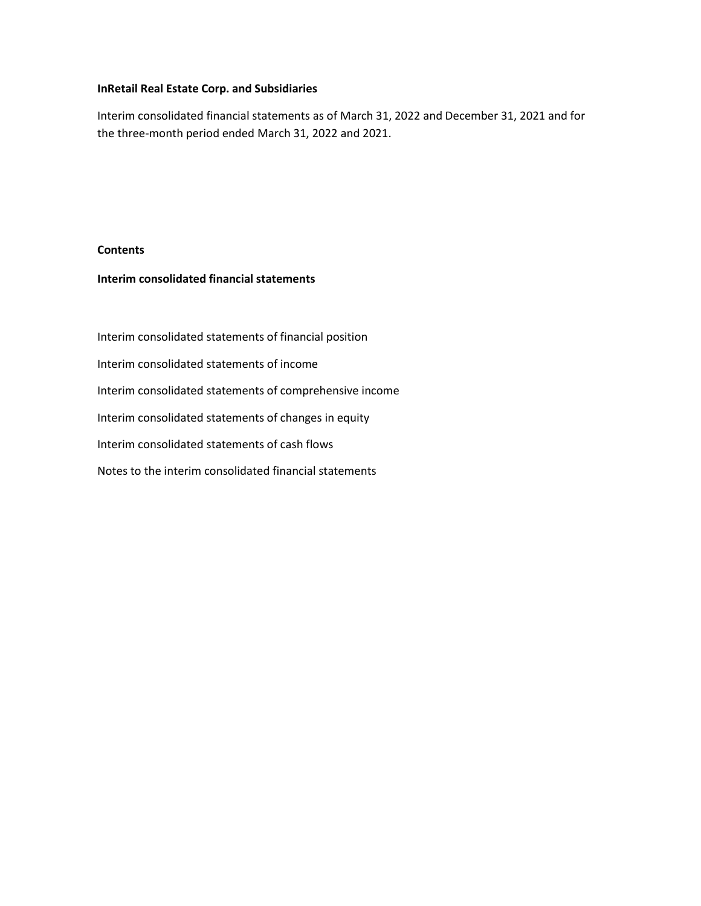**InRetail Real Estate Corp. and Subsidiaries**

Interim consolidated financial statements as of March 31, 2022 and December 31, 2021 and for the three-month period ended March 31, 2022 and 2021.

**Contents**

**Interim consolidated financial statements**

Interim consolidated statements of financial position

Interim consolidated statements of income

Interim consolidated statements of comprehensive income

Interim consolidated statements of changes in equity

Interim consolidated statements of cash flows

Notes to the interim consolidated financial statements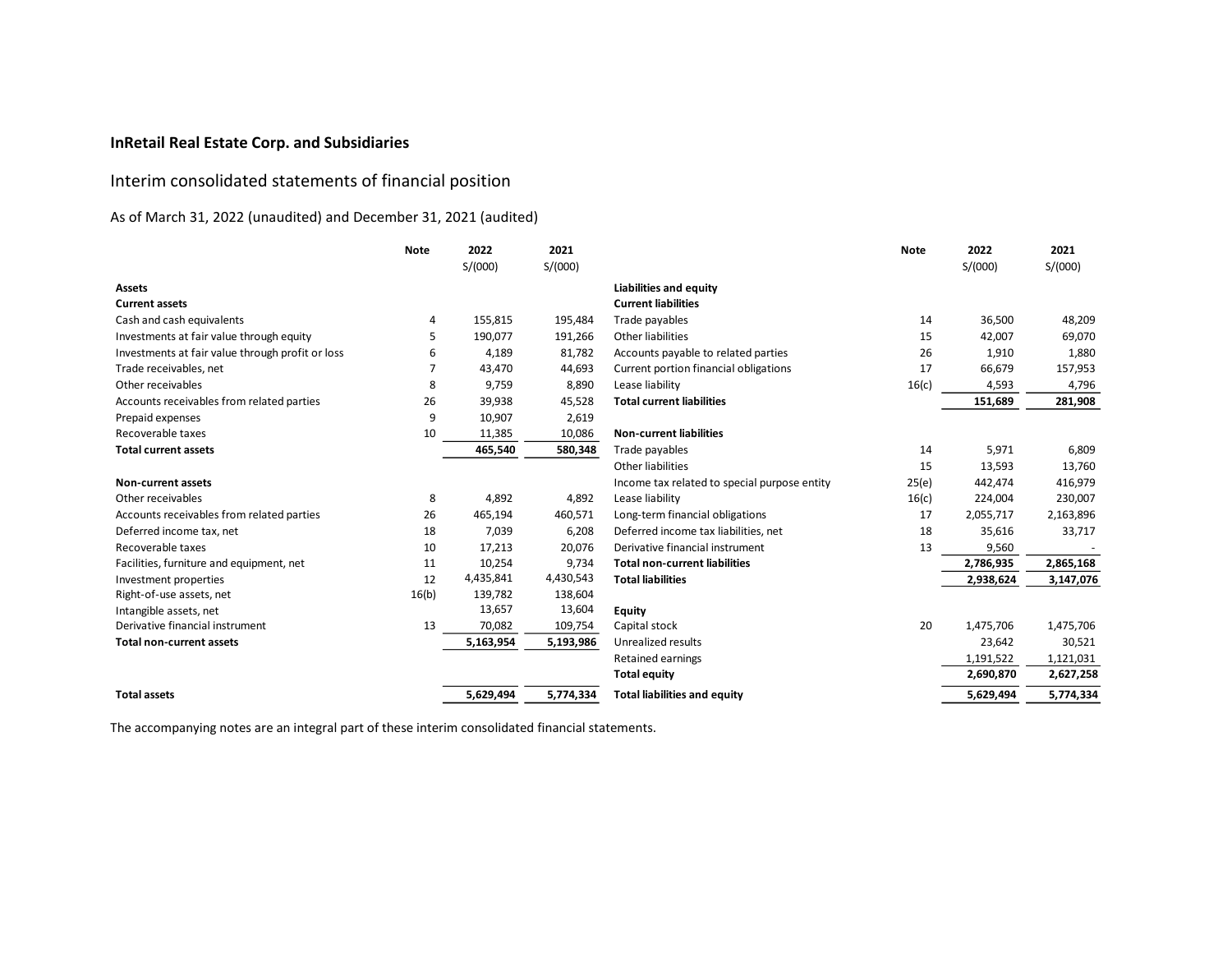**InRetail Real Estate Corp. and Subsidiaries**

## Interim consolidated statements of financial position

As of March 31, 2022 (unaudited) and December 31, 2021 (audited)

| | Note | 2022 S/(000) | 2021 S/(000) |
|---|---|---|---|
| **Assets** | | | |
| **Current assets** | | | |
| Cash and cash equivalents | 4 | 155,815 | 195,484 |
| Investments at fair value through equity | 5 | 190,077 | 191,266 |
| Investments at fair value through profit or loss | 6 | 4,189 | 81,782 |
| Trade receivables, net | 7 | 43,470 | 44,693 |
| Other receivables | 8 | 9,759 | 8,890 |
| Accounts receivables from related parties | 26 | 39,938 | 45,528 |
| Prepaid expenses | 9 | 10,907 | 2,619 |
| Recoverable taxes | 10 | 11,385 | 10,086 |
| **Total current assets** | | **465,540** | **580,348** |
| **Non-current assets** | | | |
| Other receivables | 8 | 4,892 | 4,892 |
| Accounts receivables from related parties | 26 | 465,194 | 460,571 |
| Deferred income tax, net | 18 | 7,039 | 6,208 |
| Recoverable taxes | 10 | 17,213 | 20,076 |
| Facilities, furniture and equipment, net | 11 | 10,254 | 9,734 |
| Investment properties | 12 | 4,435,841 | 4,430,543 |
| Right-of-use assets, net | 16(b) | 139,782 | 138,604 |
| Intangible assets, net | | 13,657 | 13,604 |
| Derivative financial instrument | 13 | 70,082 | 109,754 |
| **Total non-current assets** | | **5,163,954** | **5,193,986** |
| **Total assets** | | **5,629,494** | **5,774,334** |

| | Note | 2022 S/(000) | 2021 S/(000) |
|---|---|---|---|
| **Liabilities and equity** | | | |
| **Current liabilities** | | | |
| Trade payables | 14 | 36,500 | 48,209 |
| Other liabilities | 15 | 42,007 | 69,070 |
| Accounts payable to related parties | 26 | 1,910 | 1,880 |
| Current portion financial obligations | 17 | 66,679 | 157,953 |
| Lease liability | 16(c) | 4,593 | 4,796 |
| **Total current liabilities** | | **151,689** | **281,908** |
| **Non-current liabilities** | | | |
| Trade payables | 14 | 5,971 | 6,809 |
| Other liabilities | 15 | 13,593 | 13,760 |
| Income tax related to special purpose entity | 25(e) | 442,474 | 416,979 |
| Lease liability | 16(c) | 224,004 | 230,007 |
| Long-term financial obligations | 17 | 2,055,717 | 2,163,896 |
| Deferred income tax liabilities, net | 18 | 35,616 | 33,717 |
| Derivative financial instrument | 13 | 9,560 | - |
| **Total non-current liabilities** | | **2,786,935** | **2,865,168** |
| **Total liabilities** | | **2,938,624** | **3,147,076** |
| **Equity** | | | |
| Capital stock | 20 | 1,475,706 | 1,475,706 |
| Unrealized results | | 23,642 | 30,521 |
| Retained earnings | | 1,191,522 | 1,121,031 |
| **Total equity** | | **2,690,870** | **2,627,258** |
| **Total liabilities and equity** | | **5,629,494** | **5,774,334** |

The accompanying notes are an integral part of these interim consolidated financial statements.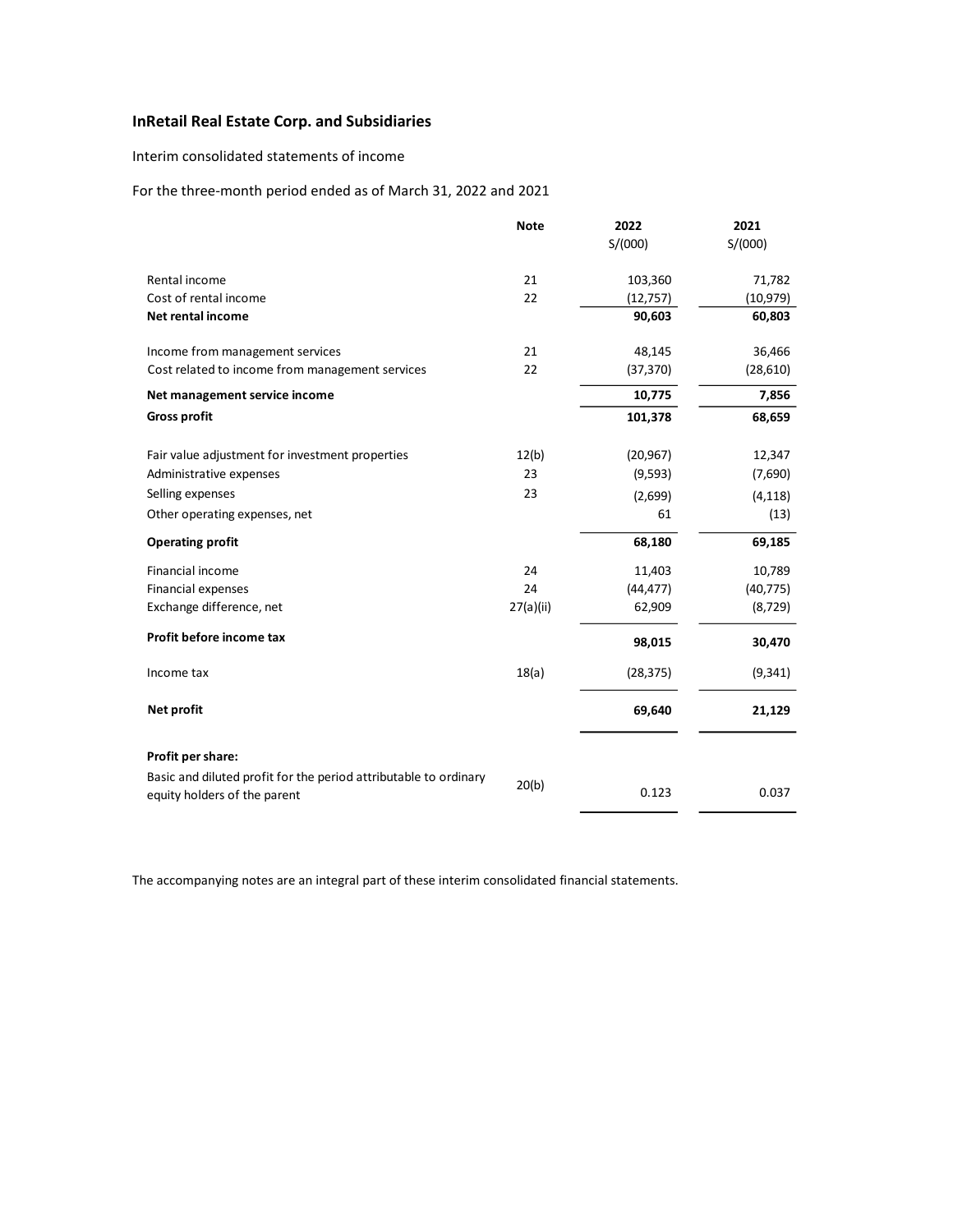# InRetail Real Estate Corp. and Subsidiaries

Interim consolidated statements of income

For the three-month period ended as of March 31, 2022 and 2021

| | Note | 2022<br>S/(000) | 2021<br>S/(000) |
|---|---|---|---|
| Rental income | 21 | 103,360 | 71,782 |
| Cost of rental income | 22 | (12,757) | (10,979) |
| **Net rental income** | | **90,603** | **60,803** |
| | | | |
| Income from management services | 21 | 48,145 | 36,466 |
| Cost related to income from management services | 22 | (37,370) | (28,610) |
| **Net management service income** | | **10,775** | **7,856** |
| **Gross profit** | | **101,378** | **68,659** |
| | | | |
| Fair value adjustment for investment properties | 12(b) | (20,967) | 12,347 |
| Administrative expenses | 23 | (9,593) | (7,690) |
| Selling expenses | 23 | (2,699) | (4,118) |
| Other operating expenses, net | | 61 | (13) |
| **Operating profit** | | **68,180** | **69,185** |
| Financial income | 24 | 11,403 | 10,789 |
| Financial expenses | 24 | (44,477) | (40,775) |
| Exchange difference, net | 27(a)(ii) | 62,909 | (8,729) |
| **Profit before income tax** | | **98,015** | **30,470** |
| Income tax | 18(a) | (28,375) | (9,341) |
| **Net profit** | | **69,640** | **21,129** |
| | | | |
| **Profit per share:** | | | |
| Basic and diluted profit for the period attributable to ordinary equity holders of the parent | 20(b) | 0.123 | 0.037 |

The accompanying notes are an integral part of these interim consolidated financial statements.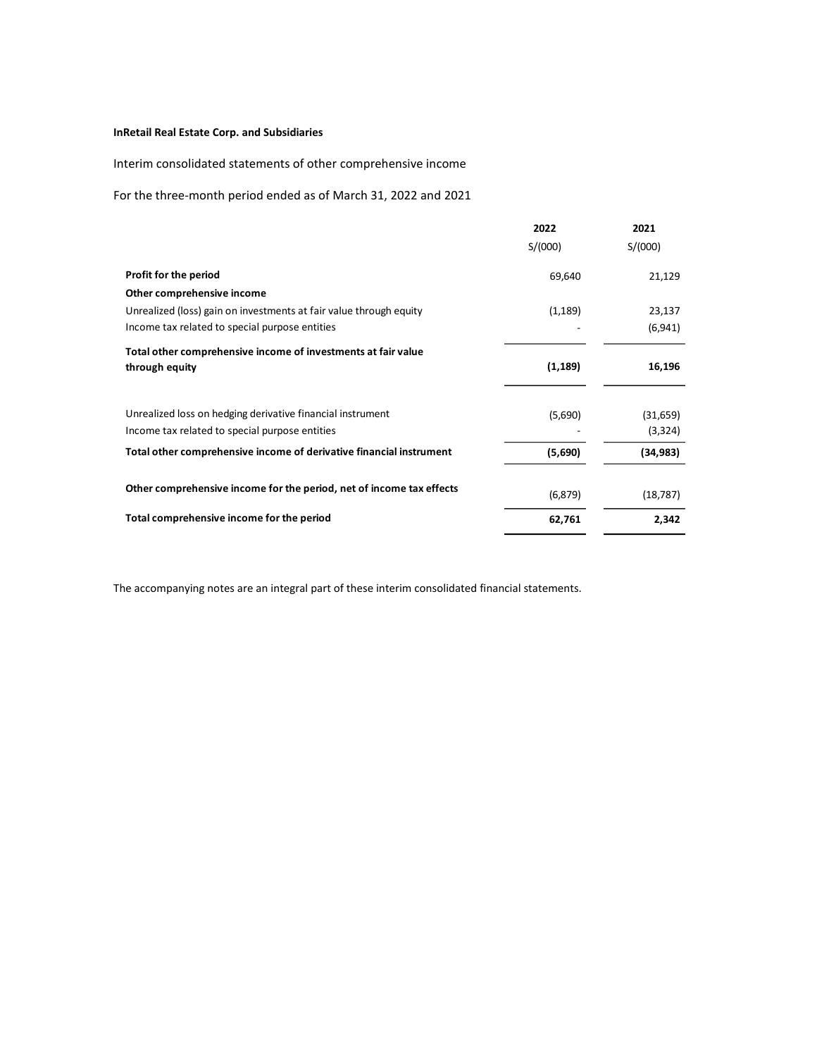**InRetail Real Estate Corp. and Subsidiaries**

Interim consolidated statements of other comprehensive income

For the three-month period ended as of March 31, 2022 and 2021

| | 2022 | 2021 |
|---|---|---|
| | S/(000) | S/(000) |
| **Profit for the period** | 69,640 | 21,129 |
| **Other comprehensive income** | | |
| Unrealized (loss) gain on investments at fair value through equity | (1,189) | 23,137 |
| Income tax related to special purpose entities | - | (6,941) |
| **Total other comprehensive income of investments at fair value through equity** | **(1,189)** | **16,196** |
| Unrealized loss on hedging derivative financial instrument | (5,690) | (31,659) |
| Income tax related to special purpose entities | - | (3,324) |
| **Total other comprehensive income of derivative financial instrument** | **(5,690)** | **(34,983)** |
| **Other comprehensive income for the period, net of income tax effects** | (6,879) | (18,787) |
| **Total comprehensive income for the period** | **62,761** | **2,342** |

The accompanying notes are an integral part of these interim consolidated financial statements.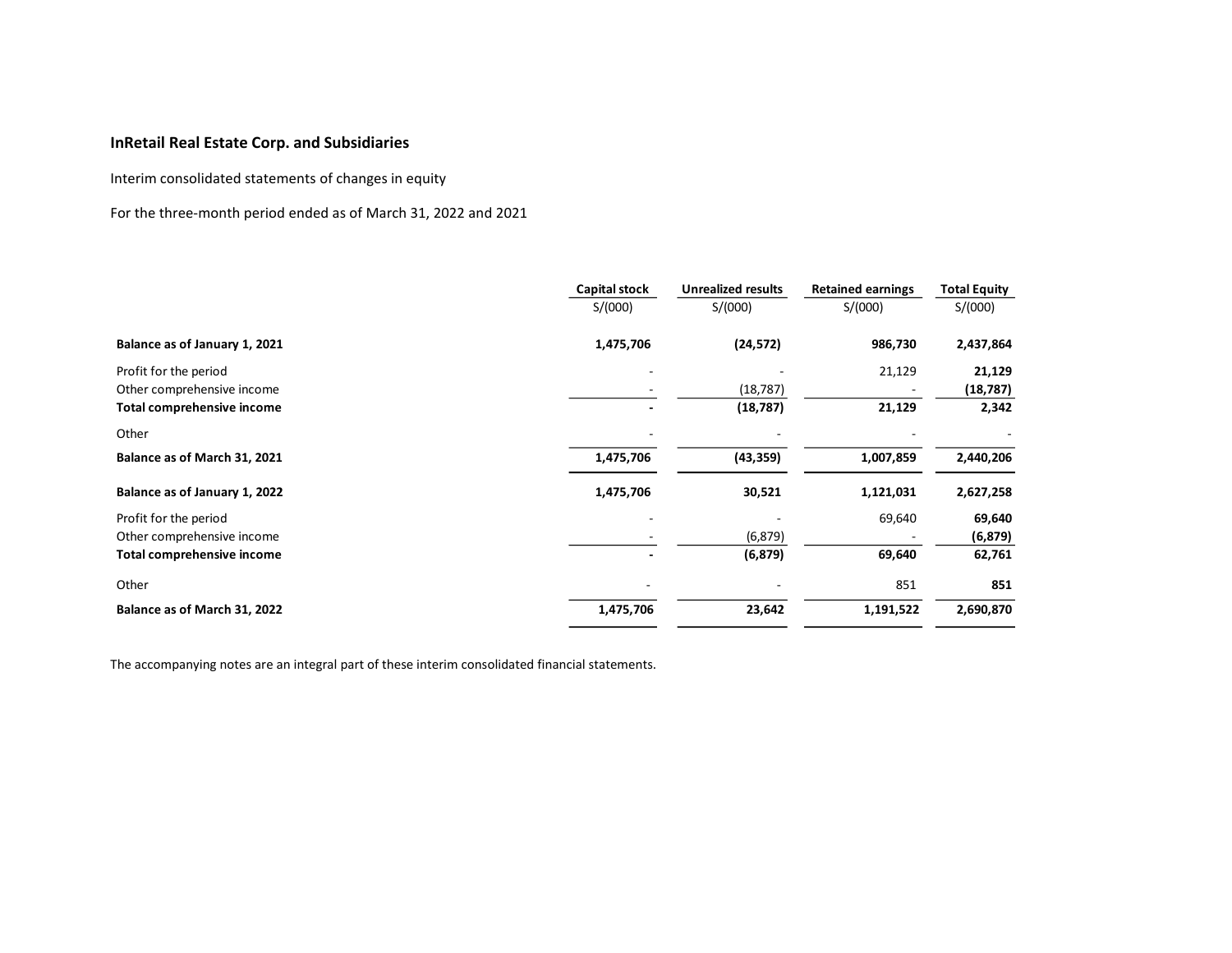**InRetail Real Estate Corp. and Subsidiaries**

Interim consolidated statements of changes in equity

For the three-month period ended as of March 31, 2022 and 2021

| | Capital stock | Unrealized results | Retained earnings | Total Equity |
|---|---|---|---|---|
| | S/(000) | S/(000) | S/(000) | S/(000) |
| **Balance as of January 1, 2021** | **1,475,706** | **(24,572)** | **986,730** | **2,437,864** |
| Profit for the period | - | - | 21,129 | **21,129** |
| Other comprehensive income | - | (18,787) | - | **(18,787)** |
| **Total comprehensive income** | **-** | **(18,787)** | **21,129** | **2,342** |
| Other | - | - | - | - |
| **Balance as of March 31, 2021** | **1,475,706** | **(43,359)** | **1,007,859** | **2,440,206** |
| **Balance as of January 1, 2022** | **1,475,706** | **30,521** | **1,121,031** | **2,627,258** |
| Profit for the period | - | - | 69,640 | **69,640** |
| Other comprehensive income | - | (6,879) | - | **(6,879)** |
| **Total comprehensive income** | **-** | **(6,879)** | **69,640** | **62,761** |
| Other | - | - | 851 | **851** |
| **Balance as of March 31, 2022** | **1,475,706** | **23,642** | **1,191,522** | **2,690,870** |

The accompanying notes are an integral part of these interim consolidated financial statements.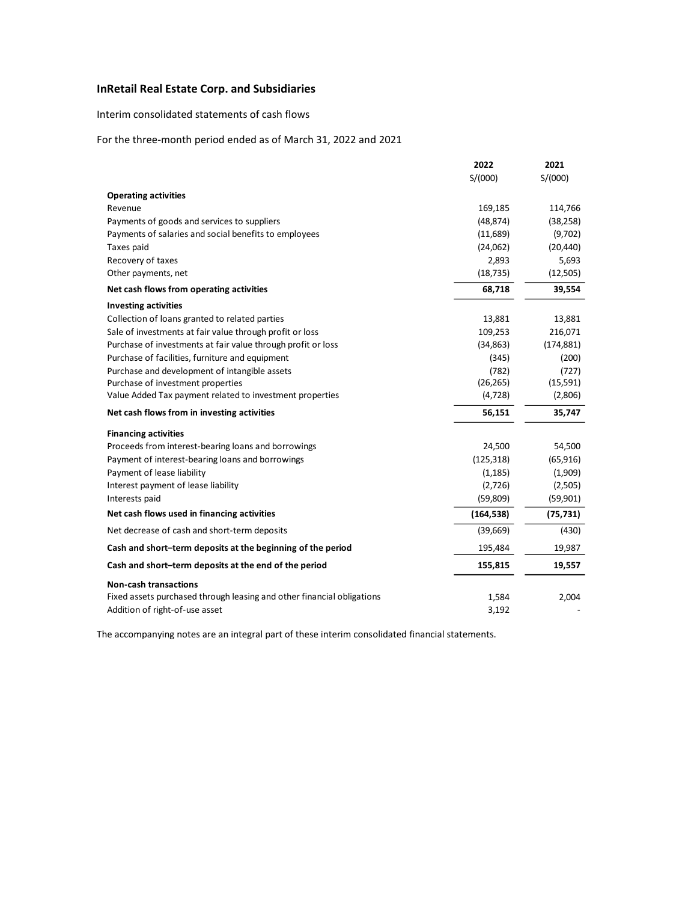# InRetail Real Estate Corp. and Subsidiaries

Interim consolidated statements of cash flows

For the three-month period ended as of March 31, 2022 and 2021

| | 2022<br>S/(000) | 2021<br>S/(000) |
|---|---|---|
| **Operating activities** | | |
| Revenue | 169,185 | 114,766 |
| Payments of goods and services to suppliers | (48,874) | (38,258) |
| Payments of salaries and social benefits to employees | (11,689) | (9,702) |
| Taxes paid | (24,062) | (20,440) |
| Recovery of taxes | 2,893 | 5,693 |
| Other payments, net | (18,735) | (12,505) |
| **Net cash flows from operating activities** | **68,718** | **39,554** |
| **Investing activities** | | |
| Collection of loans granted to related parties | 13,881 | 13,881 |
| Sale of investments at fair value through profit or loss | 109,253 | 216,071 |
| Purchase of investments at fair value through profit or loss | (34,863) | (174,881) |
| Purchase of facilities, furniture and equipment | (345) | (200) |
| Purchase and development of intangible assets | (782) | (727) |
| Purchase of investment properties | (26,265) | (15,591) |
| Value Added Tax payment related to investment properties | (4,728) | (2,806) |
| **Net cash flows from in investing activities** | **56,151** | **35,747** |
| **Financing activities** | | |
| Proceeds from interest-bearing loans and borrowings | 24,500 | 54,500 |
| Payment of interest-bearing loans and borrowings | (125,318) | (65,916) |
| Payment of lease liability | (1,185) | (1,909) |
| Interest payment of lease liability | (2,726) | (2,505) |
| Interests paid | (59,809) | (59,901) |
| **Net cash flows used in financing activities** | **(164,538)** | **(75,731)** |
| Net decrease of cash and short-term deposits | (39,669) | (430) |
| **Cash and short–term deposits at the beginning of the period** | 195,484 | 19,987 |
| **Cash and short–term deposits at the end of the period** | **155,815** | **19,557** |
| **Non-cash transactions** | | |
| Fixed assets purchased through leasing and other financial obligations | 1,584 | 2,004 |
| Addition of right-of-use asset | 3,192 | - |

The accompanying notes are an integral part of these interim consolidated financial statements.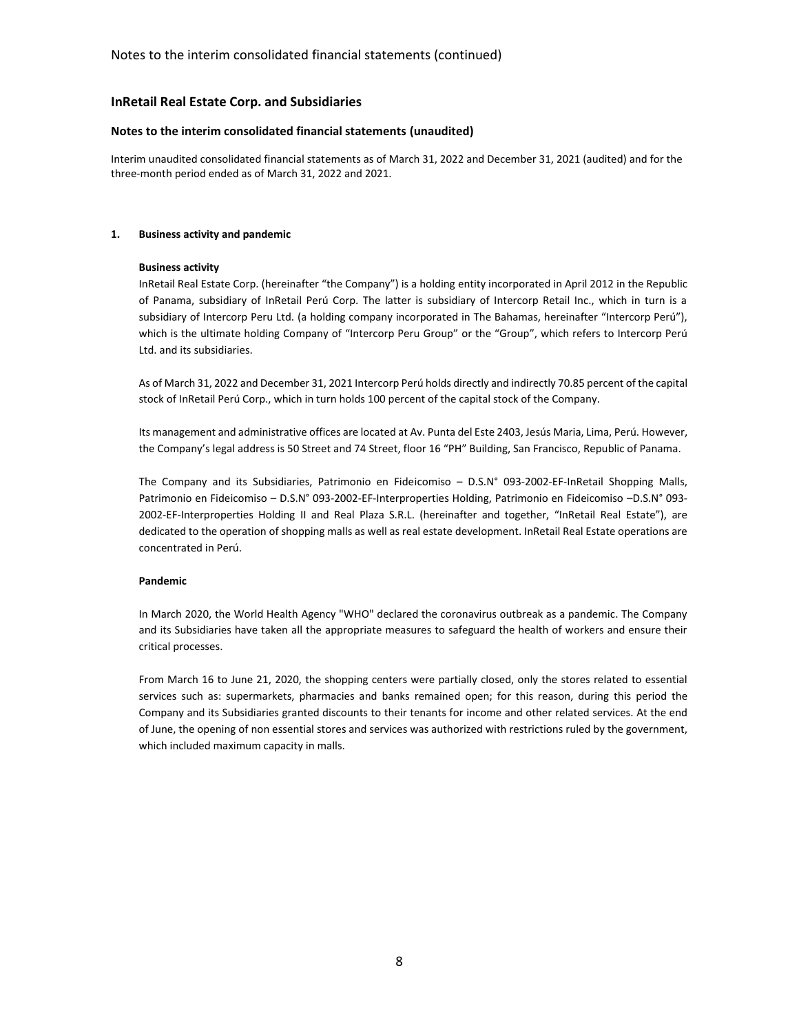## InRetail Real Estate Corp. and Subsidiaries

### Notes to the interim consolidated financial statements (unaudited)

Interim unaudited consolidated financial statements as of March 31, 2022 and December 31, 2021 (audited) and for the three-month period ended as of March 31, 2022 and 2021.

**1. Business activity and pandemic**

**Business activity**

InRetail Real Estate Corp. (hereinafter "the Company") is a holding entity incorporated in April 2012 in the Republic of Panama, subsidiary of InRetail Perú Corp. The latter is subsidiary of Intercorp Retail Inc., which in turn is a subsidiary of Intercorp Peru Ltd. (a holding company incorporated in The Bahamas, hereinafter "Intercorp Perú"), which is the ultimate holding Company of "Intercorp Peru Group" or the "Group", which refers to Intercorp Perú Ltd. and its subsidiaries.

As of March 31, 2022 and December 31, 2021 Intercorp Perú holds directly and indirectly 70.85 percent of the capital stock of InRetail Perú Corp., which in turn holds 100 percent of the capital stock of the Company.

Its management and administrative offices are located at Av. Punta del Este 2403, Jesús Maria, Lima, Perú. However, the Company's legal address is 50 Street and 74 Street, floor 16 "PH" Building, San Francisco, Republic of Panama.

The Company and its Subsidiaries, Patrimonio en Fideicomiso – D.S.N° 093-2002-EF-InRetail Shopping Malls, Patrimonio en Fideicomiso – D.S.N° 093-2002-EF-Interproperties Holding, Patrimonio en Fideicomiso –D.S.N° 093-2002-EF-Interproperties Holding II and Real Plaza S.R.L. (hereinafter and together, "InRetail Real Estate"), are dedicated to the operation of shopping malls as well as real estate development. InRetail Real Estate operations are concentrated in Perú.

**Pandemic**

In March 2020, the World Health Agency "WHO" declared the coronavirus outbreak as a pandemic. The Company and its Subsidiaries have taken all the appropriate measures to safeguard the health of workers and ensure their critical processes.

From March 16 to June 21, 2020, the shopping centers were partially closed, only the stores related to essential services such as: supermarkets, pharmacies and banks remained open; for this reason, during this period the Company and its Subsidiaries granted discounts to their tenants for income and other related services. At the end of June, the opening of non essential stores and services was authorized with restrictions ruled by the government, which included maximum capacity in malls.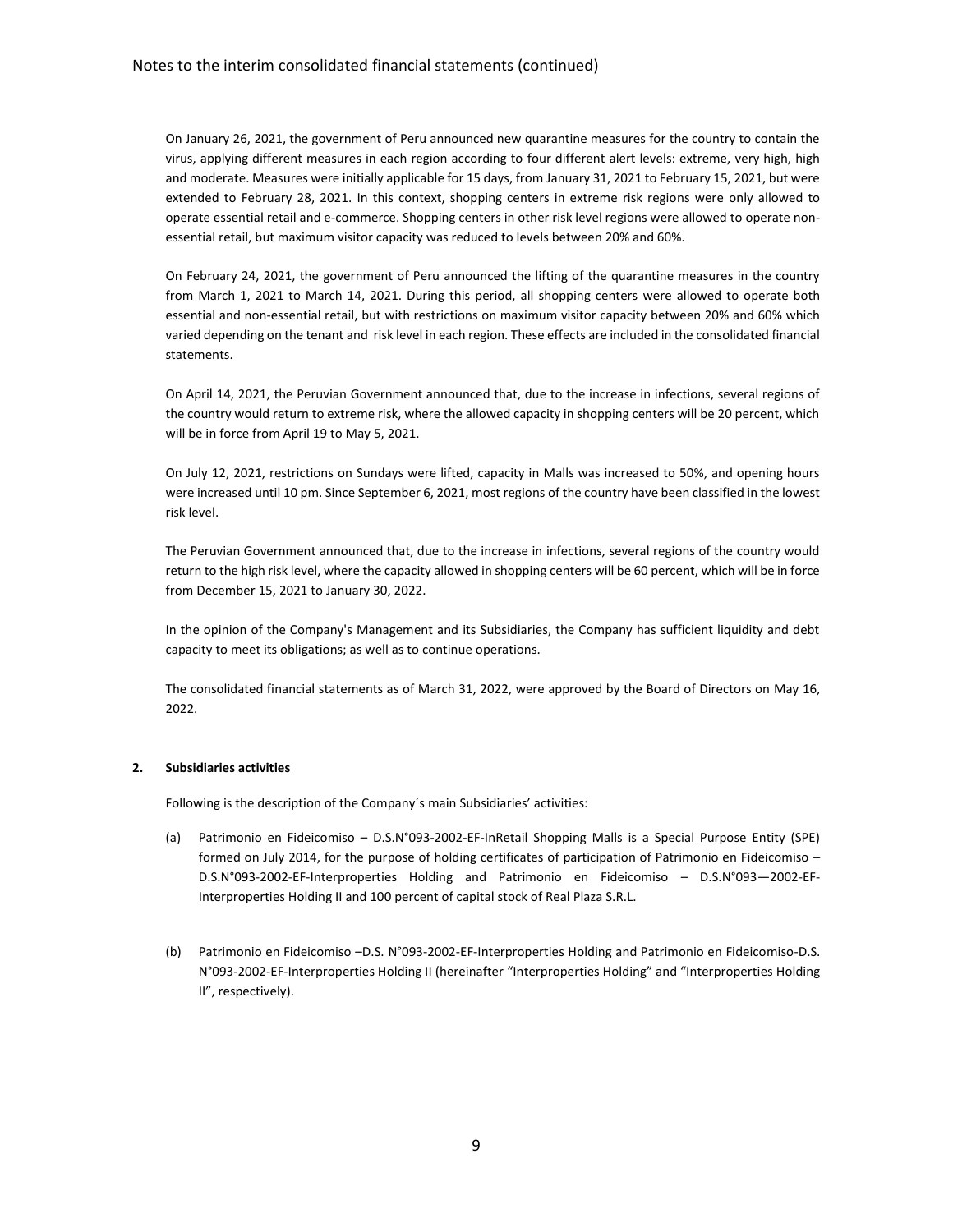On January 26, 2021, the government of Peru announced new quarantine measures for the country to contain the virus, applying different measures in each region according to four different alert levels: extreme, very high, high and moderate. Measures were initially applicable for 15 days, from January 31, 2021 to February 15, 2021, but were extended to February 28, 2021. In this context, shopping centers in extreme risk regions were only allowed to operate essential retail and e-commerce. Shopping centers in other risk level regions were allowed to operate non-essential retail, but maximum visitor capacity was reduced to levels between 20% and 60%.

On February 24, 2021, the government of Peru announced the lifting of the quarantine measures in the country from March 1, 2021 to March 14, 2021. During this period, all shopping centers were allowed to operate both essential and non-essential retail, but with restrictions on maximum visitor capacity between 20% and 60% which varied depending on the tenant and risk level in each region. These effects are included in the consolidated financial statements.

On April 14, 2021, the Peruvian Government announced that, due to the increase in infections, several regions of the country would return to extreme risk, where the allowed capacity in shopping centers will be 20 percent, which will be in force from April 19 to May 5, 2021.

On July 12, 2021, restrictions on Sundays were lifted, capacity in Malls was increased to 50%, and opening hours were increased until 10 pm. Since September 6, 2021, most regions of the country have been classified in the lowest risk level.

The Peruvian Government announced that, due to the increase in infections, several regions of the country would return to the high risk level, where the capacity allowed in shopping centers will be 60 percent, which will be in force from December 15, 2021 to January 30, 2022.

In the opinion of the Company's Management and its Subsidiaries, the Company has sufficient liquidity and debt capacity to meet its obligations; as well as to continue operations.

The consolidated financial statements as of March 31, 2022, were approved by the Board of Directors on May 16, 2022.

## 2. Subsidiaries activities

Following is the description of the Company´s main Subsidiaries' activities:

(a) Patrimonio en Fideicomiso – D.S.N°093-2002-EF-InRetail Shopping Malls is a Special Purpose Entity (SPE) formed on July 2014, for the purpose of holding certificates of participation of Patrimonio en Fideicomiso – D.S.N°093-2002-EF-Interproperties Holding and Patrimonio en Fideicomiso – D.S.N°093—2002-EF-Interproperties Holding II and 100 percent of capital stock of Real Plaza S.R.L.

(b) Patrimonio en Fideicomiso –D.S. N°093-2002-EF-Interproperties Holding and Patrimonio en Fideicomiso-D.S. N°093-2002-EF-Interproperties Holding II (hereinafter "Interproperties Holding" and "Interproperties Holding II", respectively).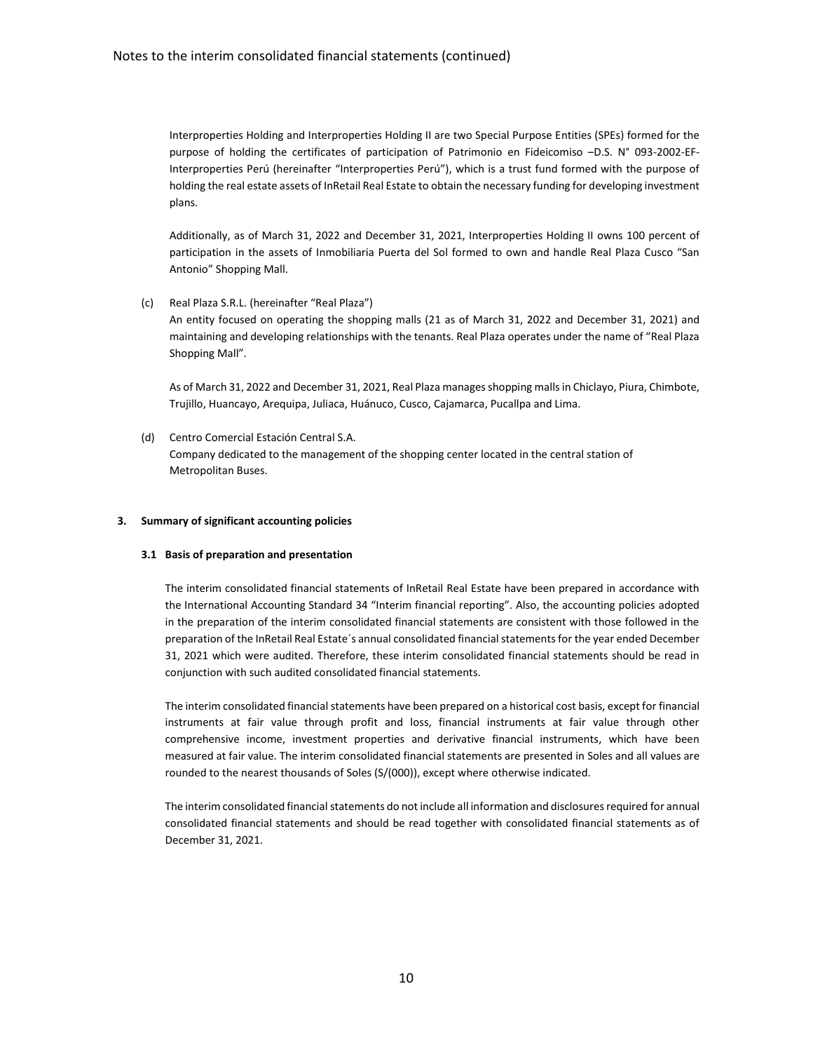Interproperties Holding and Interproperties Holding II are two Special Purpose Entities (SPEs) formed for the purpose of holding the certificates of participation of Patrimonio en Fideicomiso –D.S. N° 093-2002-EF-Interproperties Perú (hereinafter "Interproperties Perú"), which is a trust fund formed with the purpose of holding the real estate assets of InRetail Real Estate to obtain the necessary funding for developing investment plans.

Additionally, as of March 31, 2022 and December 31, 2021, Interproperties Holding II owns 100 percent of participation in the assets of Inmobiliaria Puerta del Sol formed to own and handle Real Plaza Cusco "San Antonio" Shopping Mall.

(c) Real Plaza S.R.L. (hereinafter "Real Plaza")
An entity focused on operating the shopping malls (21 as of March 31, 2022 and December 31, 2021) and maintaining and developing relationships with the tenants. Real Plaza operates under the name of "Real Plaza Shopping Mall".

As of March 31, 2022 and December 31, 2021, Real Plaza manages shopping malls in Chiclayo, Piura, Chimbote, Trujillo, Huancayo, Arequipa, Juliaca, Huánuco, Cusco, Cajamarca, Pucallpa and Lima.

(d) Centro Comercial Estación Central S.A.
Company dedicated to the management of the shopping center located in the central station of Metropolitan Buses.

## 3. Summary of significant accounting policies

### 3.1 Basis of preparation and presentation

The interim consolidated financial statements of InRetail Real Estate have been prepared in accordance with the International Accounting Standard 34 "Interim financial reporting". Also, the accounting policies adopted in the preparation of the interim consolidated financial statements are consistent with those followed in the preparation of the InRetail Real Estate´s annual consolidated financial statements for the year ended December 31, 2021 which were audited. Therefore, these interim consolidated financial statements should be read in conjunction with such audited consolidated financial statements.

The interim consolidated financial statements have been prepared on a historical cost basis, except for financial instruments at fair value through profit and loss, financial instruments at fair value through other comprehensive income, investment properties and derivative financial instruments, which have been measured at fair value. The interim consolidated financial statements are presented in Soles and all values are rounded to the nearest thousands of Soles (S/(000)), except where otherwise indicated.

The interim consolidated financial statements do not include all information and disclosures required for annual consolidated financial statements and should be read together with consolidated financial statements as of December 31, 2021.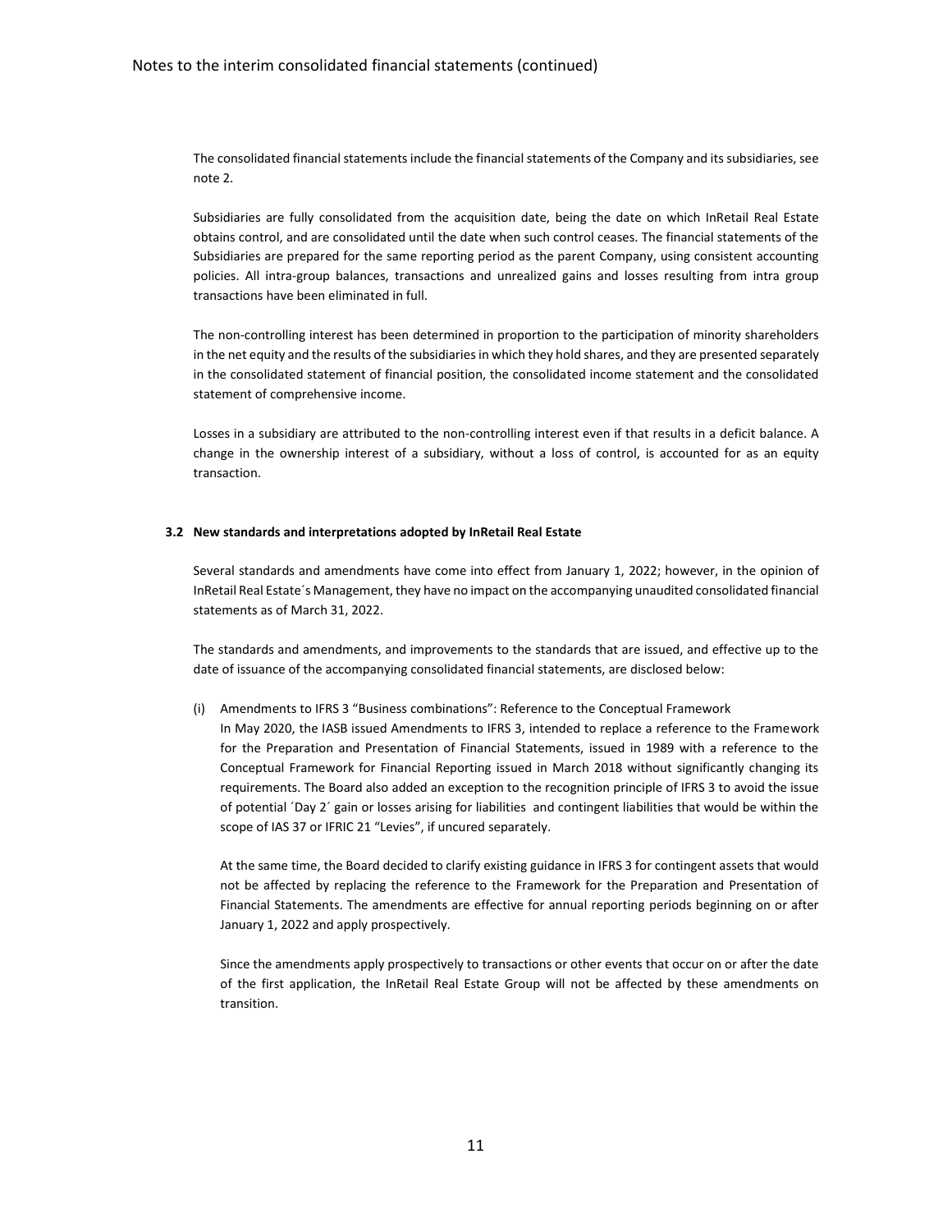The consolidated financial statements include the financial statements of the Company and its subsidiaries, see note 2.

Subsidiaries are fully consolidated from the acquisition date, being the date on which InRetail Real Estate obtains control, and are consolidated until the date when such control ceases. The financial statements of the Subsidiaries are prepared for the same reporting period as the parent Company, using consistent accounting policies. All intra-group balances, transactions and unrealized gains and losses resulting from intra group transactions have been eliminated in full.

The non-controlling interest has been determined in proportion to the participation of minority shareholders in the net equity and the results of the subsidiaries in which they hold shares, and they are presented separately in the consolidated statement of financial position, the consolidated income statement and the consolidated statement of comprehensive income.

Losses in a subsidiary are attributed to the non-controlling interest even if that results in a deficit balance. A change in the ownership interest of a subsidiary, without a loss of control, is accounted for as an equity transaction.

### 3.2 New standards and interpretations adopted by InRetail Real Estate

Several standards and amendments have come into effect from January 1, 2022; however, in the opinion of InRetail Real Estate´s Management, they have no impact on the accompanying unaudited consolidated financial statements as of March 31, 2022.

The standards and amendments, and improvements to the standards that are issued, and effective up to the date of issuance of the accompanying consolidated financial statements, are disclosed below:

(i) Amendments to IFRS 3 "Business combinations": Reference to the Conceptual Framework
In May 2020, the IASB issued Amendments to IFRS 3, intended to replace a reference to the Framework for the Preparation and Presentation of Financial Statements, issued in 1989 with a reference to the Conceptual Framework for Financial Reporting issued in March 2018 without significantly changing its requirements. The Board also added an exception to the recognition principle of IFRS 3 to avoid the issue of potential ´Day 2´ gain or losses arising for liabilities and contingent liabilities that would be within the scope of IAS 37 or IFRIC 21 "Levies", if uncured separately.

At the same time, the Board decided to clarify existing guidance in IFRS 3 for contingent assets that would not be affected by replacing the reference to the Framework for the Preparation and Presentation of Financial Statements. The amendments are effective for annual reporting periods beginning on or after January 1, 2022 and apply prospectively.

Since the amendments apply prospectively to transactions or other events that occur on or after the date of the first application, the InRetail Real Estate Group will not be affected by these amendments on transition.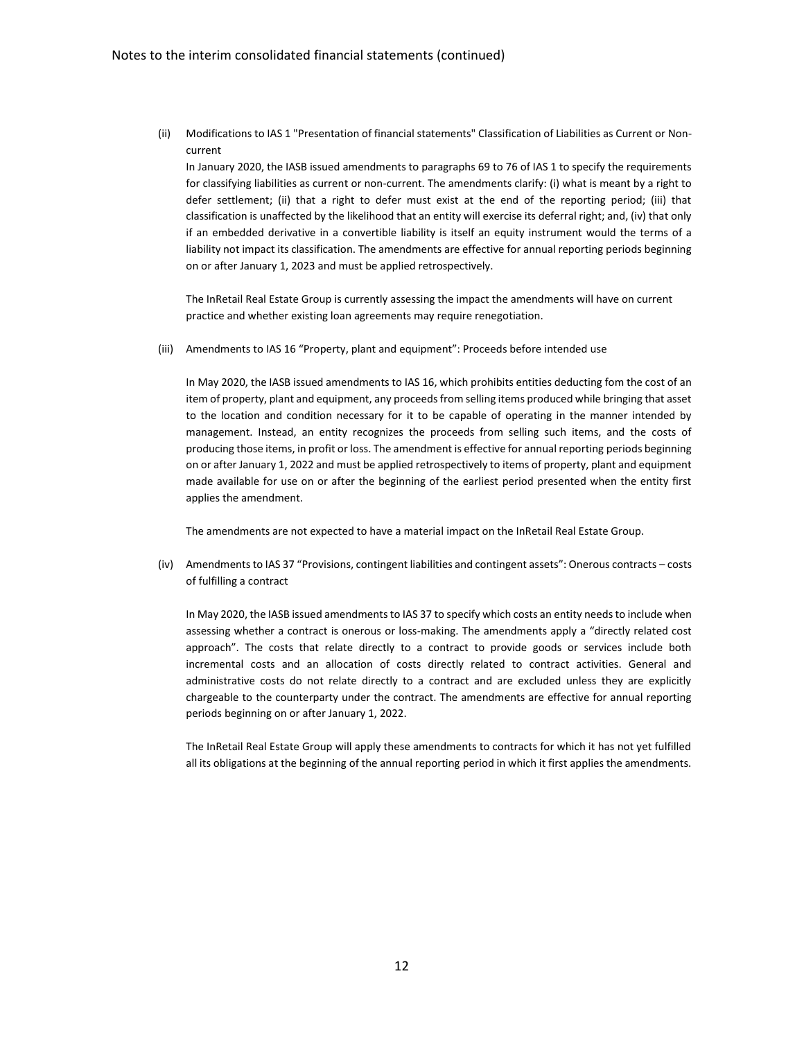(ii) Modifications to IAS 1 "Presentation of financial statements" Classification of Liabilities as Current or Non-current

In January 2020, the IASB issued amendments to paragraphs 69 to 76 of IAS 1 to specify the requirements for classifying liabilities as current or non-current. The amendments clarify: (i) what is meant by a right to defer settlement; (ii) that a right to defer must exist at the end of the reporting period; (iii) that classification is unaffected by the likelihood that an entity will exercise its deferral right; and, (iv) that only if an embedded derivative in a convertible liability is itself an equity instrument would the terms of a liability not impact its classification. The amendments are effective for annual reporting periods beginning on or after January 1, 2023 and must be applied retrospectively.

The InRetail Real Estate Group is currently assessing the impact the amendments will have on current practice and whether existing loan agreements may require renegotiation.

(iii) Amendments to IAS 16 "Property, plant and equipment": Proceeds before intended use

In May 2020, the IASB issued amendments to IAS 16, which prohibits entities deducting fom the cost of an item of property, plant and equipment, any proceeds from selling items produced while bringing that asset to the location and condition necessary for it to be capable of operating in the manner intended by management. Instead, an entity recognizes the proceeds from selling such items, and the costs of producing those items, in profit or loss. The amendment is effective for annual reporting periods beginning on or after January 1, 2022 and must be applied retrospectively to items of property, plant and equipment made available for use on or after the beginning of the earliest period presented when the entity first applies the amendment.

The amendments are not expected to have a material impact on the InRetail Real Estate Group.

(iv) Amendments to IAS 37 "Provisions, contingent liabilities and contingent assets": Onerous contracts – costs of fulfilling a contract

In May 2020, the IASB issued amendments to IAS 37 to specify which costs an entity needs to include when assessing whether a contract is onerous or loss-making. The amendments apply a "directly related cost approach". The costs that relate directly to a contract to provide goods or services include both incremental costs and an allocation of costs directly related to contract activities. General and administrative costs do not relate directly to a contract and are excluded unless they are explicitly chargeable to the counterparty under the contract. The amendments are effective for annual reporting periods beginning on or after January 1, 2022.

The InRetail Real Estate Group will apply these amendments to contracts for which it has not yet fulfilled all its obligations at the beginning of the annual reporting period in which it first applies the amendments.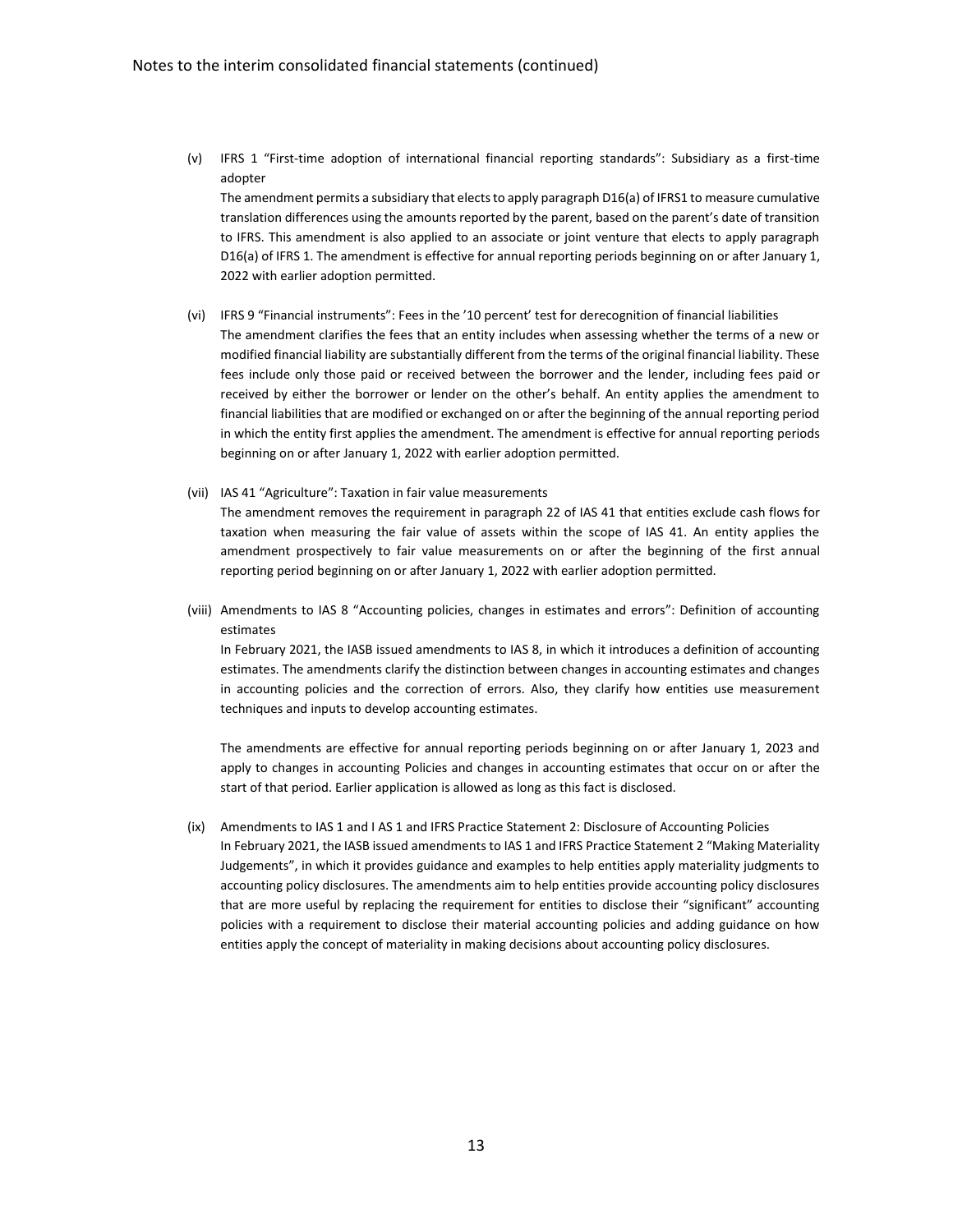(v) IFRS 1 "First-time adoption of international financial reporting standards": Subsidiary as a first-time adopter

The amendment permits a subsidiary that elects to apply paragraph D16(a) of IFRS1 to measure cumulative translation differences using the amounts reported by the parent, based on the parent's date of transition to IFRS. This amendment is also applied to an associate or joint venture that elects to apply paragraph D16(a) of IFRS 1. The amendment is effective for annual reporting periods beginning on or after January 1, 2022 with earlier adoption permitted.

(vi) IFRS 9 "Financial instruments": Fees in the '10 percent' test for derecognition of financial liabilities

The amendment clarifies the fees that an entity includes when assessing whether the terms of a new or modified financial liability are substantially different from the terms of the original financial liability. These fees include only those paid or received between the borrower and the lender, including fees paid or received by either the borrower or lender on the other's behalf. An entity applies the amendment to financial liabilities that are modified or exchanged on or after the beginning of the annual reporting period in which the entity first applies the amendment. The amendment is effective for annual reporting periods beginning on or after January 1, 2022 with earlier adoption permitted.

(vii) IAS 41 "Agriculture": Taxation in fair value measurements

The amendment removes the requirement in paragraph 22 of IAS 41 that entities exclude cash flows for taxation when measuring the fair value of assets within the scope of IAS 41. An entity applies the amendment prospectively to fair value measurements on or after the beginning of the first annual reporting period beginning on or after January 1, 2022 with earlier adoption permitted.

(viii) Amendments to IAS 8 "Accounting policies, changes in estimates and errors": Definition of accounting estimates

In February 2021, the IASB issued amendments to IAS 8, in which it introduces a definition of accounting estimates. The amendments clarify the distinction between changes in accounting estimates and changes in accounting policies and the correction of errors. Also, they clarify how entities use measurement techniques and inputs to develop accounting estimates.

The amendments are effective for annual reporting periods beginning on or after January 1, 2023 and apply to changes in accounting Policies and changes in accounting estimates that occur on or after the start of that period. Earlier application is allowed as long as this fact is disclosed.

(ix) Amendments to IAS 1 and I AS 1 and IFRS Practice Statement 2: Disclosure of Accounting Policies

In February 2021, the IASB issued amendments to IAS 1 and IFRS Practice Statement 2 "Making Materiality Judgements", in which it provides guidance and examples to help entities apply materiality judgments to accounting policy disclosures. The amendments aim to help entities provide accounting policy disclosures that are more useful by replacing the requirement for entities to disclose their "significant" accounting policies with a requirement to disclose their material accounting policies and adding guidance on how entities apply the concept of materiality in making decisions about accounting policy disclosures.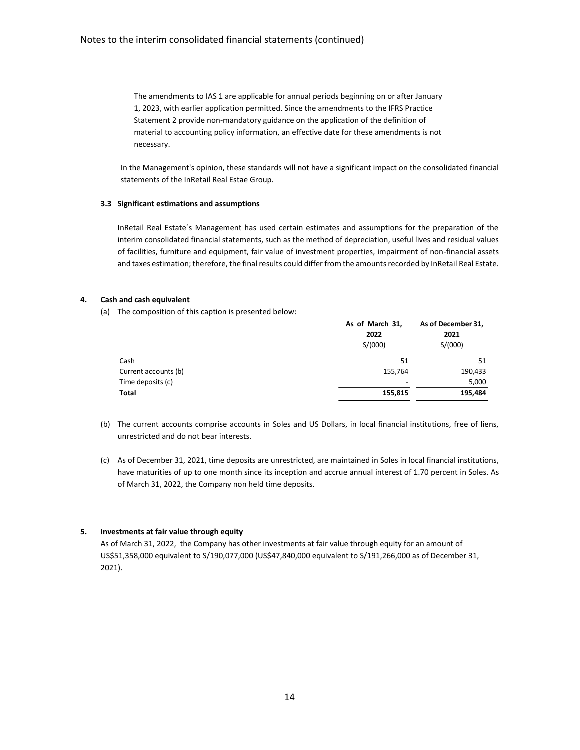The amendments to IAS 1 are applicable for annual periods beginning on or after January 1, 2023, with earlier application permitted. Since the amendments to the IFRS Practice Statement 2 provide non-mandatory guidance on the application of the definition of material to accounting policy information, an effective date for these amendments is not necessary.

In the Management's opinion, these standards will not have a significant impact on the consolidated financial statements of the InRetail Real Estae Group.

**3.3 Significant estimations and assumptions**

InRetail Real Estate´s Management has used certain estimates and assumptions for the preparation of the interim consolidated financial statements, such as the method of depreciation, useful lives and residual values of facilities, furniture and equipment, fair value of investment properties, impairment of non-financial assets and taxes estimation; therefore, the final results could differ from the amounts recorded by InRetail Real Estate.

**4. Cash and cash equivalent**

(a) The composition of this caption is presented below:

| | As of March 31, 2022 S/(000) | As of December 31, 2021 S/(000) |
|---|---|---|
| Cash | 51 | 51 |
| Current accounts (b) | 155,764 | 190,433 |
| Time deposits (c) | - | 5,000 |
| **Total** | **155,815** | **195,484** |

(b) The current accounts comprise accounts in Soles and US Dollars, in local financial institutions, free of liens, unrestricted and do not bear interests.

(c) As of December 31, 2021, time deposits are unrestricted, are maintained in Soles in local financial institutions, have maturities of up to one month since its inception and accrue annual interest of 1.70 percent in Soles. As of March 31, 2022, the Company non held time deposits.

**5. Investments at fair value through equity**

As of March 31, 2022, the Company has other investments at fair value through equity for an amount of US$51,358,000 equivalent to S/190,077,000 (US$47,840,000 equivalent to S/191,266,000 as of December 31, 2021).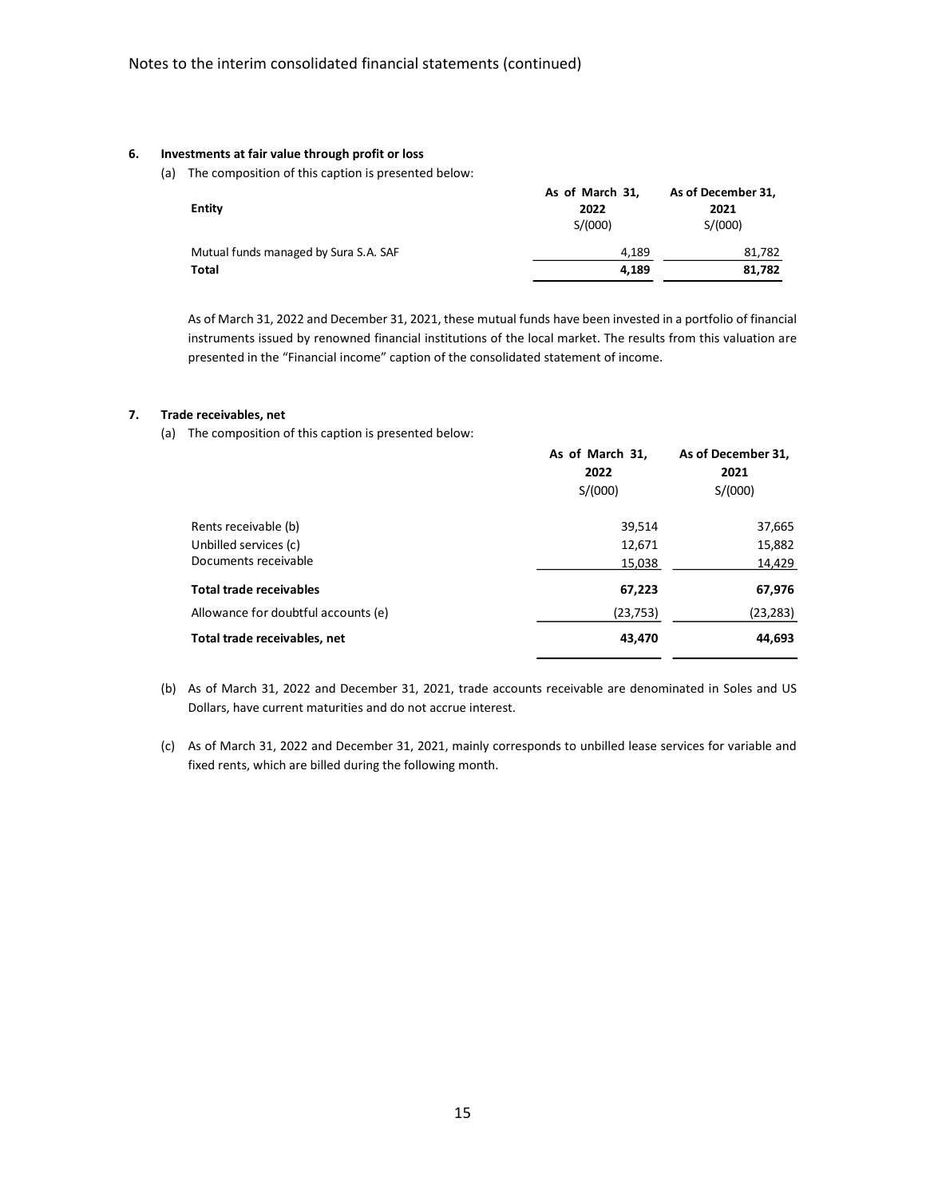## 6. Investments at fair value through profit or loss

(a) The composition of this caption is presented below:

| Entity | As of March 31, 2022 S/(000) | As of December 31, 2021 S/(000) |
|---|---|---|
| Mutual funds managed by Sura S.A. SAF | 4,189 | 81,782 |
| **Total** | **4,189** | **81,782** |

As of March 31, 2022 and December 31, 2021, these mutual funds have been invested in a portfolio of financial instruments issued by renowned financial institutions of the local market. The results from this valuation are presented in the "Financial income" caption of the consolidated statement of income.

## 7. Trade receivables, net

(a) The composition of this caption is presented below:

| | As of March 31, 2022 S/(000) | As of December 31, 2021 S/(000) |
|---|---|---|
| Rents receivable (b) | 39,514 | 37,665 |
| Unbilled services (c) | 12,671 | 15,882 |
| Documents receivable | 15,038 | 14,429 |
| **Total trade receivables** | **67,223** | **67,976** |
| Allowance for doubtful accounts (e) | (23,753) | (23,283) |
| **Total trade receivables, net** | **43,470** | **44,693** |

(b) As of March 31, 2022 and December 31, 2021, trade accounts receivable are denominated in Soles and US Dollars, have current maturities and do not accrue interest.

(c) As of March 31, 2022 and December 31, 2021, mainly corresponds to unbilled lease services for variable and fixed rents, which are billed during the following month.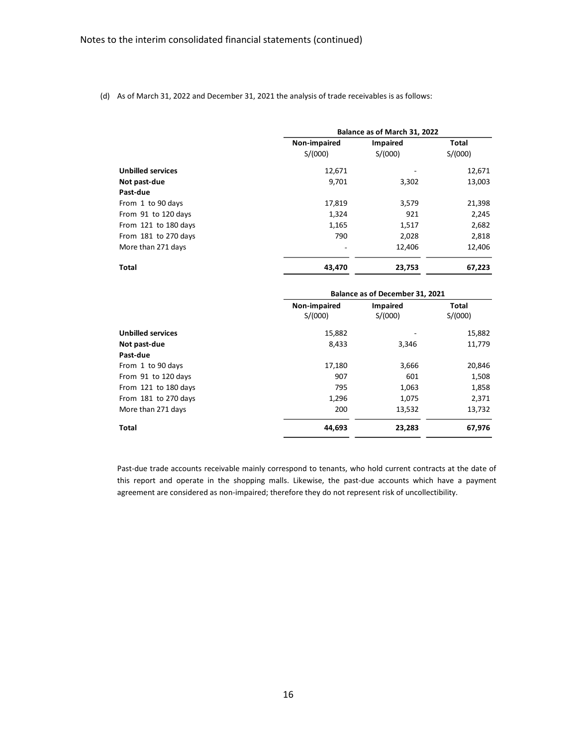(d) As of March 31, 2022 and December 31, 2021 the analysis of trade receivables is as follows:

| | Balance as of March 31, 2022 | | |
|---|---|---|---|
| | Non-impaired S/(000) | Impaired S/(000) | Total S/(000) |
| **Unbilled services** | 12,671 | - | 12,671 |
| **Not past-due** | 9,701 | 3,302 | 13,003 |
| **Past-due** | | | |
| From 1 to 90 days | 17,819 | 3,579 | 21,398 |
| From 91 to 120 days | 1,324 | 921 | 2,245 |
| From 121 to 180 days | 1,165 | 1,517 | 2,682 |
| From 181 to 270 days | 790 | 2,028 | 2,818 |
| More than 271 days | - | 12,406 | 12,406 |
| **Total** | **43,470** | **23,753** | **67,223** |

| | Balance as of December 31, 2021 | | |
|---|---|---|---|
| | Non-impaired S/(000) | Impaired S/(000) | Total S/(000) |
| **Unbilled services** | 15,882 | - | 15,882 |
| **Not past-due** | 8,433 | 3,346 | 11,779 |
| **Past-due** | | | |
| From 1 to 90 days | 17,180 | 3,666 | 20,846 |
| From 91 to 120 days | 907 | 601 | 1,508 |
| From 121 to 180 days | 795 | 1,063 | 1,858 |
| From 181 to 270 days | 1,296 | 1,075 | 2,371 |
| More than 271 days | 200 | 13,532 | 13,732 |
| **Total** | **44,693** | **23,283** | **67,976** |

Past-due trade accounts receivable mainly correspond to tenants, who hold current contracts at the date of this report and operate in the shopping malls. Likewise, the past-due accounts which have a payment agreement are considered as non-impaired; therefore they do not represent risk of uncollectibility.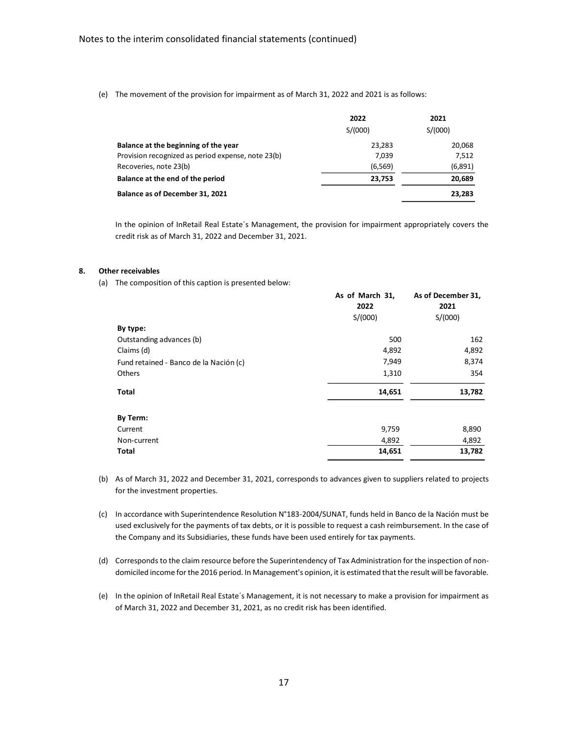(e) The movement of the provision for impairment as of March 31, 2022 and 2021 is as follows:

| | 2022 | 2021 |
|---|---|---|
| | S/(000) | S/(000) |
| **Balance at the beginning of the year** | 23,283 | 20,068 |
| Provision recognized as period expense, note 23(b) | 7,039 | 7,512 |
| Recoveries, note 23(b) | (6,569) | (6,891) |
| **Balance at the end of the period** | **23,753** | **20,689** |
| **Balance as of December 31, 2021** | | **23,283** |

In the opinion of InRetail Real Estate´s Management, the provision for impairment appropriately covers the credit risk as of March 31, 2022 and December 31, 2021.

## 8. Other receivables

(a) The composition of this caption is presented below:

| | As of March 31, 2022 | As of December 31, 2021 |
|---|---|---|
| | S/(000) | S/(000) |
| **By type:** | | |
| Outstanding advances (b) | 500 | 162 |
| Claims (d) | 4,892 | 4,892 |
| Fund retained - Banco de la Nación (c) | 7,949 | 8,374 |
| Others | 1,310 | 354 |
| **Total** | **14,651** | **13,782** |
| **By Term:** | | |
| Current | 9,759 | 8,890 |
| Non-current | 4,892 | 4,892 |
| **Total** | **14,651** | **13,782** |

(b) As of March 31, 2022 and December 31, 2021, corresponds to advances given to suppliers related to projects for the investment properties.

(c) In accordance with Superintendence Resolution N°183-2004/SUNAT, funds held in Banco de la Nación must be used exclusively for the payments of tax debts, or it is possible to request a cash reimbursement. In the case of the Company and its Subsidiaries, these funds have been used entirely for tax payments.

(d) Corresponds to the claim resource before the Superintendency of Tax Administration for the inspection of non-domiciled income for the 2016 period. In Management's opinion, it is estimated that the result will be favorable.

(e) In the opinion of InRetail Real Estate´s Management, it is not necessary to make a provision for impairment as of March 31, 2022 and December 31, 2021, as no credit risk has been identified.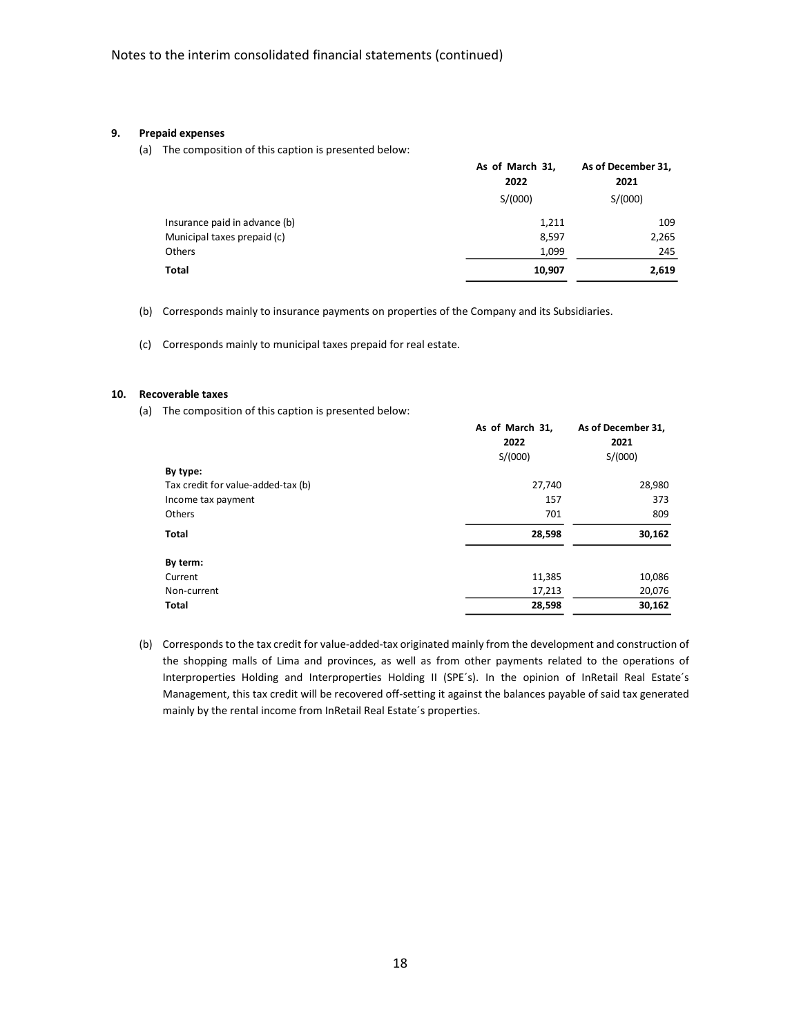## 9. Prepaid expenses

(a) The composition of this caption is presented below:

| | As of March 31, 2022 S/(000) | As of December 31, 2021 S/(000) |
|---|---|---|
| Insurance paid in advance (b) | 1,211 | 109 |
| Municipal taxes prepaid (c) | 8,597 | 2,265 |
| Others | 1,099 | 245 |
| **Total** | **10,907** | **2,619** |

(b) Corresponds mainly to insurance payments on properties of the Company and its Subsidiaries.

(c) Corresponds mainly to municipal taxes prepaid for real estate.

## 10. Recoverable taxes

(a) The composition of this caption is presented below:

| | As of March 31, 2022 S/(000) | As of December 31, 2021 S/(000) |
|---|---|---|
| **By type:** | | |
| Tax credit for value-added-tax (b) | 27,740 | 28,980 |
| Income tax payment | 157 | 373 |
| Others | 701 | 809 |
| **Total** | **28,598** | **30,162** |
| **By term:** | | |
| Current | 11,385 | 10,086 |
| Non-current | 17,213 | 20,076 |
| **Total** | **28,598** | **30,162** |

(b) Corresponds to the tax credit for value-added-tax originated mainly from the development and construction of the shopping malls of Lima and provinces, as well as from other payments related to the operations of Interproperties Holding and Interproperties Holding II (SPE´s). In the opinion of InRetail Real Estate´s Management, this tax credit will be recovered off-setting it against the balances payable of said tax generated mainly by the rental income from InRetail Real Estate´s properties.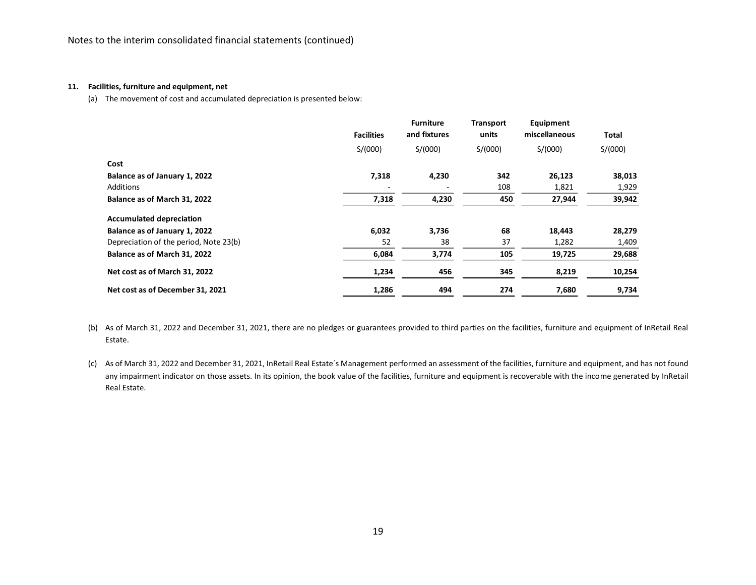Notes to the interim consolidated financial statements (continued)

**11. Facilities, furniture and equipment, net**

(a) The movement of cost and accumulated depreciation is presented below:

| | Facilities | Furniture and fixtures | Transport units | Equipment miscellaneous | Total |
|---|---|---|---|---|---|
| | S/(000) | S/(000) | S/(000) | S/(000) | S/(000) |
| **Cost** | | | | | |
| **Balance as of January 1, 2022** | **7,318** | **4,230** | **342** | **26,123** | **38,013** |
| Additions | - | - | 108 | 1,821 | 1,929 |
| **Balance as of March 31, 2022** | **7,318** | **4,230** | **450** | **27,944** | **39,942** |
| **Accumulated depreciation** | | | | | |
| **Balance as of January 1, 2022** | **6,032** | **3,736** | **68** | **18,443** | **28,279** |
| Depreciation of the period, Note 23(b) | 52 | 38 | 37 | 1,282 | 1,409 |
| **Balance as of March 31, 2022** | **6,084** | **3,774** | **105** | **19,725** | **29,688** |
| **Net cost as of March 31, 2022** | **1,234** | **456** | **345** | **8,219** | **10,254** |
| **Net cost as of December 31, 2021** | **1,286** | **494** | **274** | **7,680** | **9,734** |

(b) As of March 31, 2022 and December 31, 2021, there are no pledges or guarantees provided to third parties on the facilities, furniture and equipment of InRetail Real Estate.

(c) As of March 31, 2022 and December 31, 2021, InRetail Real Estate´s Management performed an assessment of the facilities, furniture and equipment, and has not found any impairment indicator on those assets. In its opinion, the book value of the facilities, furniture and equipment is recoverable with the income generated by InRetail Real Estate.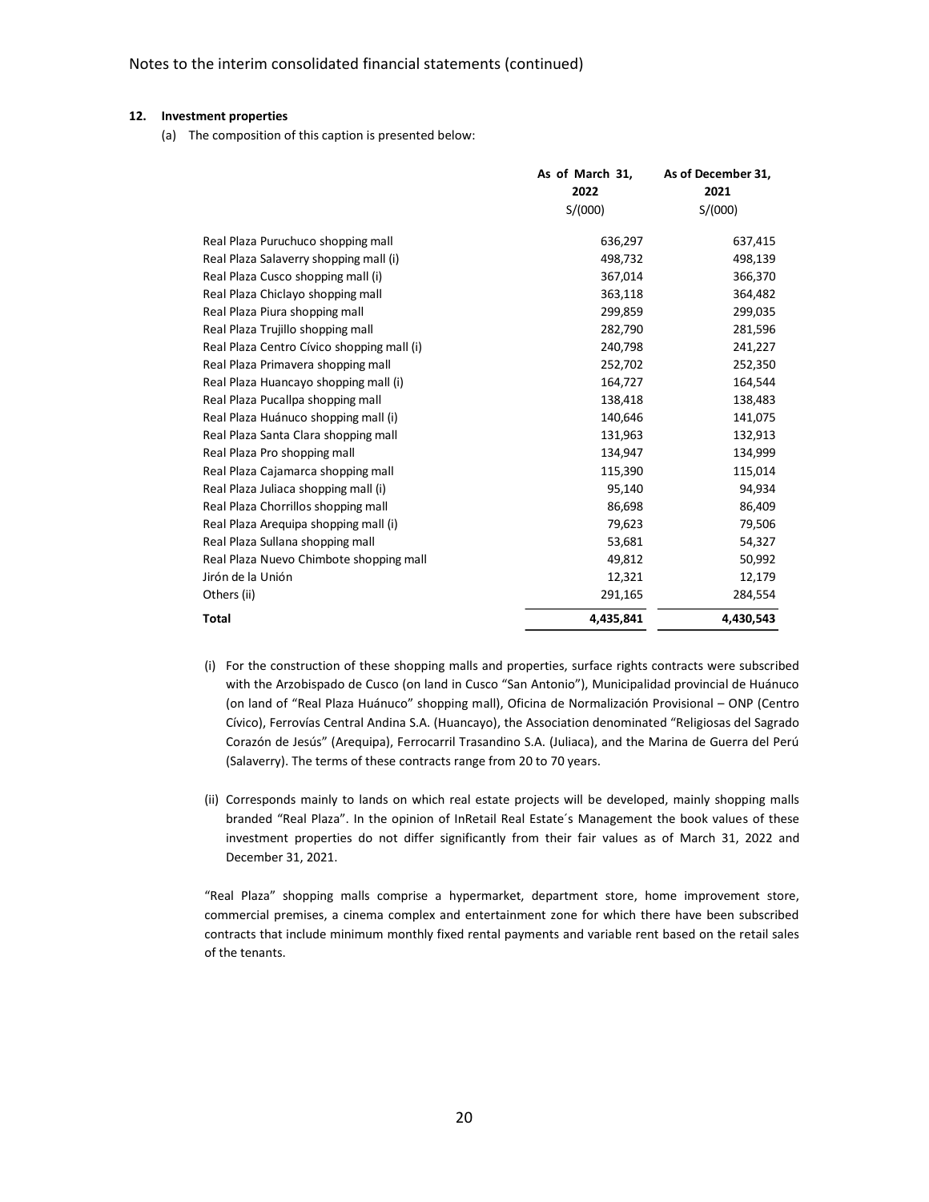## 12. Investment properties

(a) The composition of this caption is presented below:

| | As of March 31, 2022 S/(000) | As of December 31, 2021 S/(000) |
|---|---|---|
| Real Plaza Puruchuco shopping mall | 636,297 | 637,415 |
| Real Plaza Salaverry shopping mall (i) | 498,732 | 498,139 |
| Real Plaza Cusco shopping mall (i) | 367,014 | 366,370 |
| Real Plaza Chiclayo shopping mall | 363,118 | 364,482 |
| Real Plaza Piura shopping mall | 299,859 | 299,035 |
| Real Plaza Trujillo shopping mall | 282,790 | 281,596 |
| Real Plaza Centro Cívico shopping mall (i) | 240,798 | 241,227 |
| Real Plaza Primavera shopping mall | 252,702 | 252,350 |
| Real Plaza Huancayo shopping mall (i) | 164,727 | 164,544 |
| Real Plaza Pucallpa shopping mall | 138,418 | 138,483 |
| Real Plaza Huánuco shopping mall (i) | 140,646 | 141,075 |
| Real Plaza Santa Clara shopping mall | 131,963 | 132,913 |
| Real Plaza Pro shopping mall | 134,947 | 134,999 |
| Real Plaza Cajamarca shopping mall | 115,390 | 115,014 |
| Real Plaza Juliaca shopping mall (i) | 95,140 | 94,934 |
| Real Plaza Chorrillos shopping mall | 86,698 | 86,409 |
| Real Plaza Arequipa shopping mall (i) | 79,623 | 79,506 |
| Real Plaza Sullana shopping mall | 53,681 | 54,327 |
| Real Plaza Nuevo Chimbote shopping mall | 49,812 | 50,992 |
| Jirón de la Unión | 12,321 | 12,179 |
| Others (ii) | 291,165 | 284,554 |
| **Total** | **4,435,841** | **4,430,543** |

(i) For the construction of these shopping malls and properties, surface rights contracts were subscribed with the Arzobispado de Cusco (on land in Cusco "San Antonio"), Municipalidad provincial de Huánuco (on land of "Real Plaza Huánuco" shopping mall), Oficina de Normalización Provisional – ONP (Centro Cívico), Ferrovías Central Andina S.A. (Huancayo), the Association denominated "Religiosas del Sagrado Corazón de Jesús" (Arequipa), Ferrocarril Trasandino S.A. (Juliaca), and the Marina de Guerra del Perú (Salaverry). The terms of these contracts range from 20 to 70 years.

(ii) Corresponds mainly to lands on which real estate projects will be developed, mainly shopping malls branded "Real Plaza". In the opinion of InRetail Real Estate´s Management the book values of these investment properties do not differ significantly from their fair values as of March 31, 2022 and December 31, 2021.

"Real Plaza" shopping malls comprise a hypermarket, department store, home improvement store, commercial premises, a cinema complex and entertainment zone for which there have been subscribed contracts that include minimum monthly fixed rental payments and variable rent based on the retail sales of the tenants.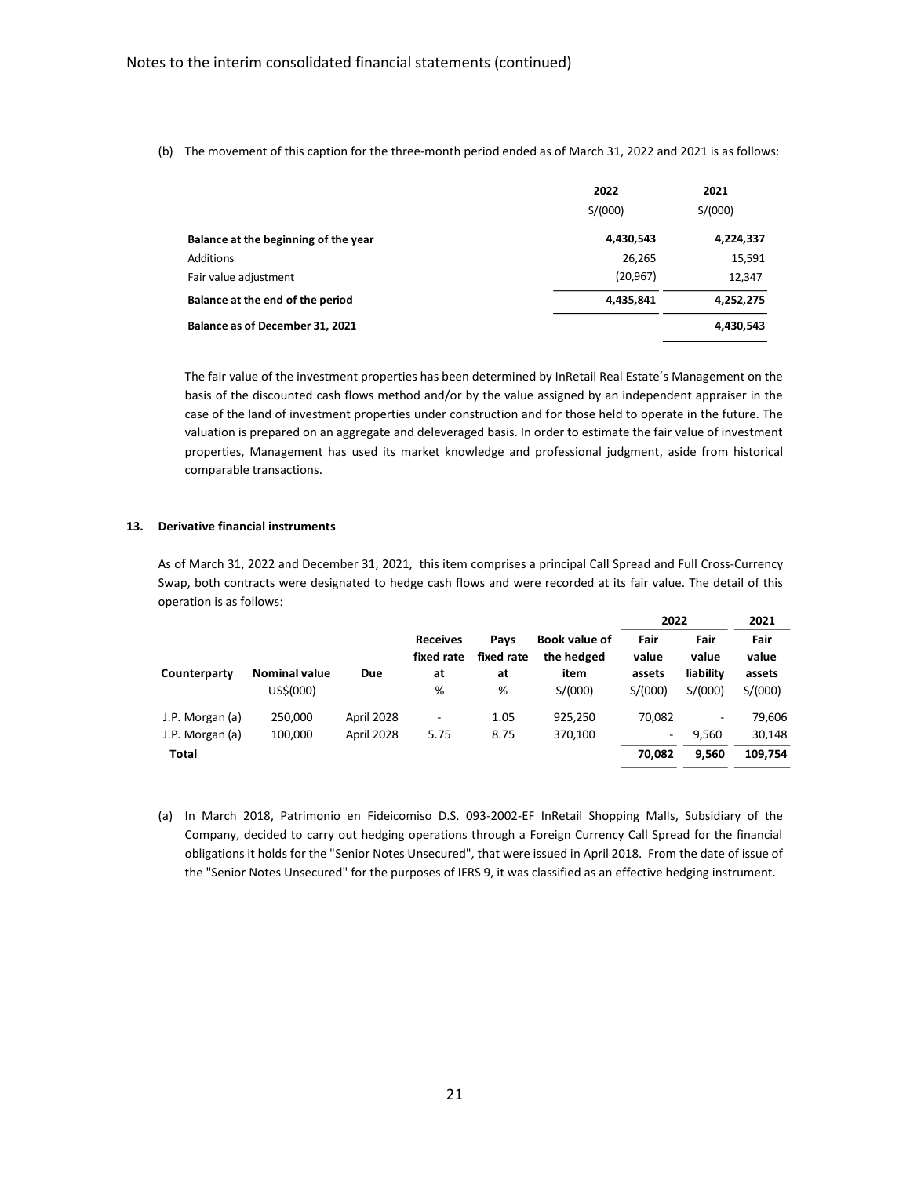(b) The movement of this caption for the three-month period ended as of March 31, 2022 and 2021 is as follows:

| | 2022 | 2021 |
|---|---|---|
| | S/(000) | S/(000) |
| **Balance at the beginning of the year** | **4,430,543** | **4,224,337** |
| Additions | 26,265 | 15,591 |
| Fair value adjustment | (20,967) | 12,347 |
| **Balance at the end of the period** | **4,435,841** | **4,252,275** |
| **Balance as of December 31, 2021** | | **4,430,543** |

The fair value of the investment properties has been determined by InRetail Real Estate´s Management on the basis of the discounted cash flows method and/or by the value assigned by an independent appraiser in the case of the land of investment properties under construction and for those held to operate in the future. The valuation is prepared on an aggregate and deleveraged basis. In order to estimate the fair value of investment properties, Management has used its market knowledge and professional judgment, aside from historical comparable transactions.

## 13. Derivative financial instruments

As of March 31, 2022 and December 31, 2021, this item comprises a principal Call Spread and Full Cross-Currency Swap, both contracts were designated to hedge cash flows and were recorded at its fair value. The detail of this operation is as follows:

| | | | | | | 2022 | | 2021 |
|---|---|---|---|---|---|---|---|---|
| **Counterparty** | **Nominal value** | **Due** | **Receives fixed rate at** | **Pays fixed rate at** | **Book value of the hedged item** | **Fair value assets** | **Fair value liability** | **Fair value assets** |
| | US$(000) | | % | % | S/(000) | S/(000) | S/(000) | S/(000) |
| J.P. Morgan (a) | 250,000 | April 2028 | - | 1.05 | 925,250 | 70,082 | - | 79,606 |
| J.P. Morgan (a) | 100,000 | April 2028 | 5.75 | 8.75 | 370,100 | - | 9,560 | 30,148 |
| **Total** | | | | | | **70,082** | **9,560** | **109,754** |

(a) In March 2018, Patrimonio en Fideicomiso D.S. 093-2002-EF InRetail Shopping Malls, Subsidiary of the Company, decided to carry out hedging operations through a Foreign Currency Call Spread for the financial obligations it holds for the "Senior Notes Unsecured", that were issued in April 2018. From the date of issue of the "Senior Notes Unsecured" for the purposes of IFRS 9, it was classified as an effective hedging instrument.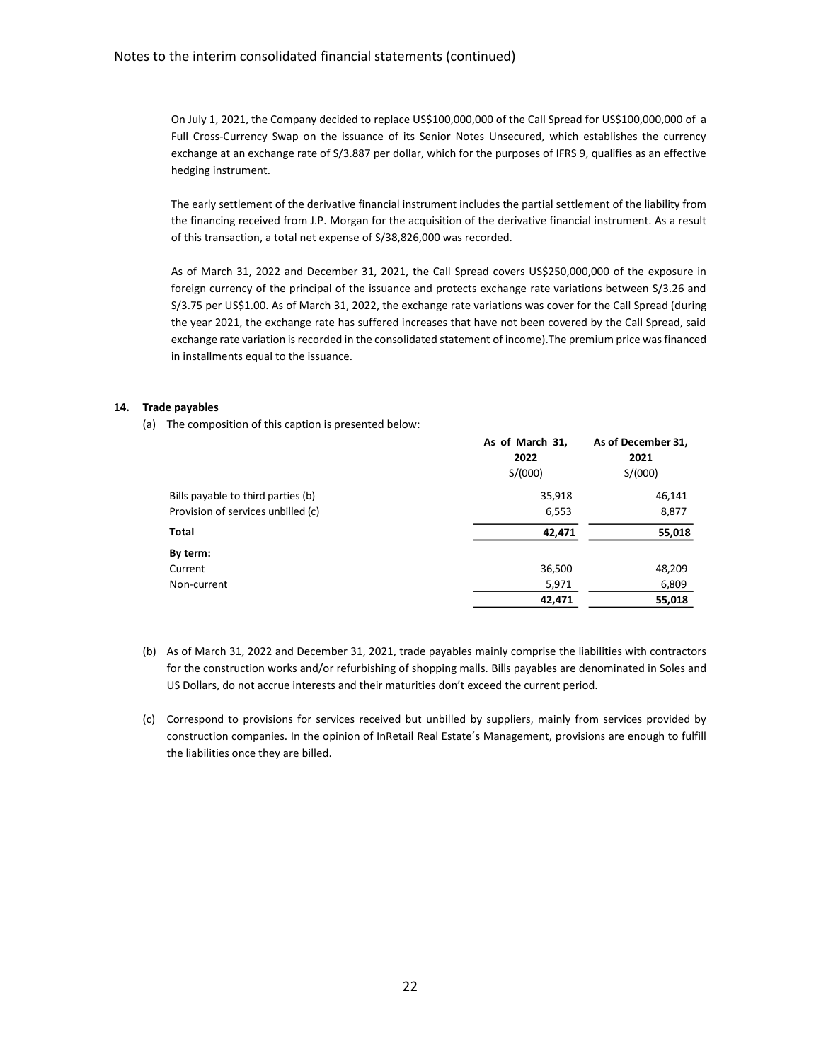On July 1, 2021, the Company decided to replace US$100,000,000 of the Call Spread for US$100,000,000 of a Full Cross-Currency Swap on the issuance of its Senior Notes Unsecured, which establishes the currency exchange at an exchange rate of S/3.887 per dollar, which for the purposes of IFRS 9, qualifies as an effective hedging instrument.

The early settlement of the derivative financial instrument includes the partial settlement of the liability from the financing received from J.P. Morgan for the acquisition of the derivative financial instrument. As a result of this transaction, a total net expense of S/38,826,000 was recorded.

As of March 31, 2022 and December 31, 2021, the Call Spread covers US$250,000,000 of the exposure in foreign currency of the principal of the issuance and protects exchange rate variations between S/3.26 and S/3.75 per US$1.00. As of March 31, 2022, the exchange rate variations was cover for the Call Spread (during the year 2021, the exchange rate has suffered increases that have not been covered by the Call Spread, said exchange rate variation is recorded in the consolidated statement of income).The premium price was financed in installments equal to the issuance.

## 14. Trade payables

(a) The composition of this caption is presented below:

| | As of March 31, 2022 S/(000) | As of December 31, 2021 S/(000) |
|---|---|---|
| Bills payable to third parties (b) | 35,918 | 46,141 |
| Provision of services unbilled (c) | 6,553 | 8,877 |
| **Total** | **42,471** | **55,018** |
| **By term:** | | |
| Current | 36,500 | 48,209 |
| Non-current | 5,971 | 6,809 |
| | **42,471** | **55,018** |

(b) As of March 31, 2022 and December 31, 2021, trade payables mainly comprise the liabilities with contractors for the construction works and/or refurbishing of shopping malls. Bills payables are denominated in Soles and US Dollars, do not accrue interests and their maturities don't exceed the current period.

(c) Correspond to provisions for services received but unbilled by suppliers, mainly from services provided by construction companies. In the opinion of InRetail Real Estate´s Management, provisions are enough to fulfill the liabilities once they are billed.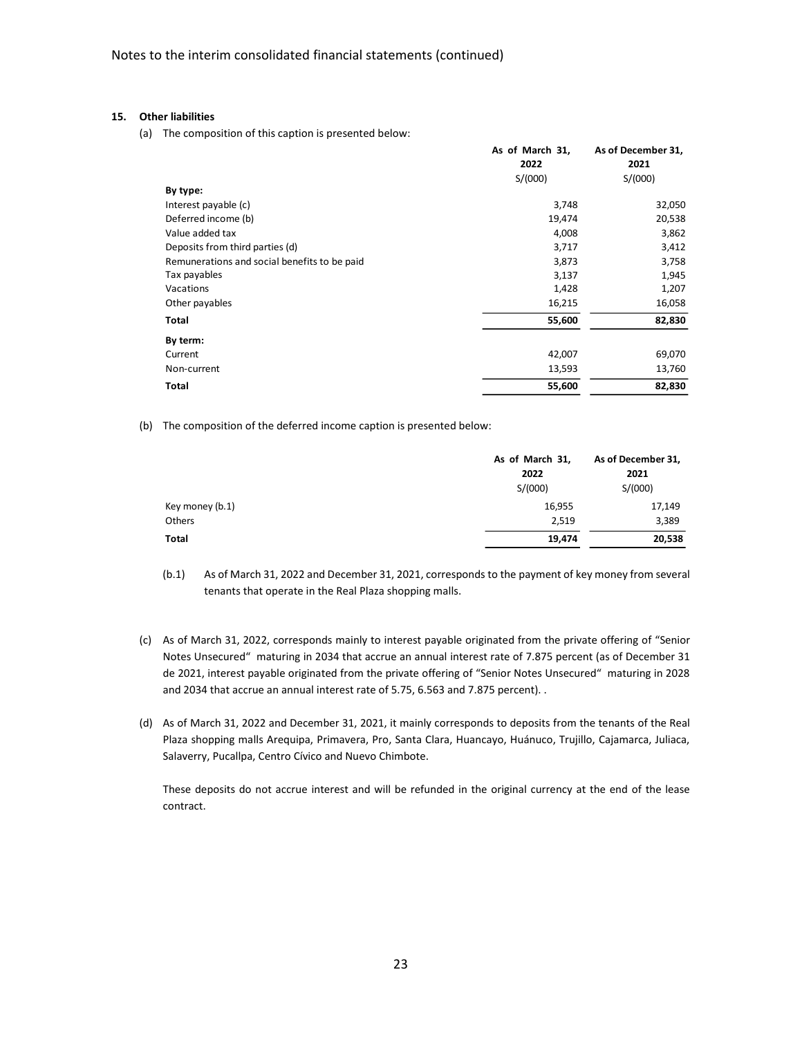## 15. Other liabilities

(a) The composition of this caption is presented below:

| | As of March 31, 2022 S/(000) | As of December 31, 2021 S/(000) |
|---|---|---|
| **By type:** | | |
| Interest payable (c) | 3,748 | 32,050 |
| Deferred income (b) | 19,474 | 20,538 |
| Value added tax | 4,008 | 3,862 |
| Deposits from third parties (d) | 3,717 | 3,412 |
| Remunerations and social benefits to be paid | 3,873 | 3,758 |
| Tax payables | 3,137 | 1,945 |
| Vacations | 1,428 | 1,207 |
| Other payables | 16,215 | 16,058 |
| **Total** | **55,600** | **82,830** |
| **By term:** | | |
| Current | 42,007 | 69,070 |
| Non-current | 13,593 | 13,760 |
| **Total** | **55,600** | **82,830** |

(b) The composition of the deferred income caption is presented below:

| | As of March 31, 2022 S/(000) | As of December 31, 2021 S/(000) |
|---|---|---|
| Key money (b.1) | 16,955 | 17,149 |
| Others | 2,519 | 3,389 |
| **Total** | **19,474** | **20,538** |

(b.1) As of March 31, 2022 and December 31, 2021, corresponds to the payment of key money from several tenants that operate in the Real Plaza shopping malls.

(c) As of March 31, 2022, corresponds mainly to interest payable originated from the private offering of "Senior Notes Unsecured" maturing in 2034 that accrue an annual interest rate of 7.875 percent (as of December 31 de 2021, interest payable originated from the private offering of "Senior Notes Unsecured" maturing in 2028 and 2034 that accrue an annual interest rate of 5.75, 6.563 and 7.875 percent). .

(d) As of March 31, 2022 and December 31, 2021, it mainly corresponds to deposits from the tenants of the Real Plaza shopping malls Arequipa, Primavera, Pro, Santa Clara, Huancayo, Huánuco, Trujillo, Cajamarca, Juliaca, Salaverry, Pucallpa, Centro Cívico and Nuevo Chimbote.

These deposits do not accrue interest and will be refunded in the original currency at the end of the lease contract.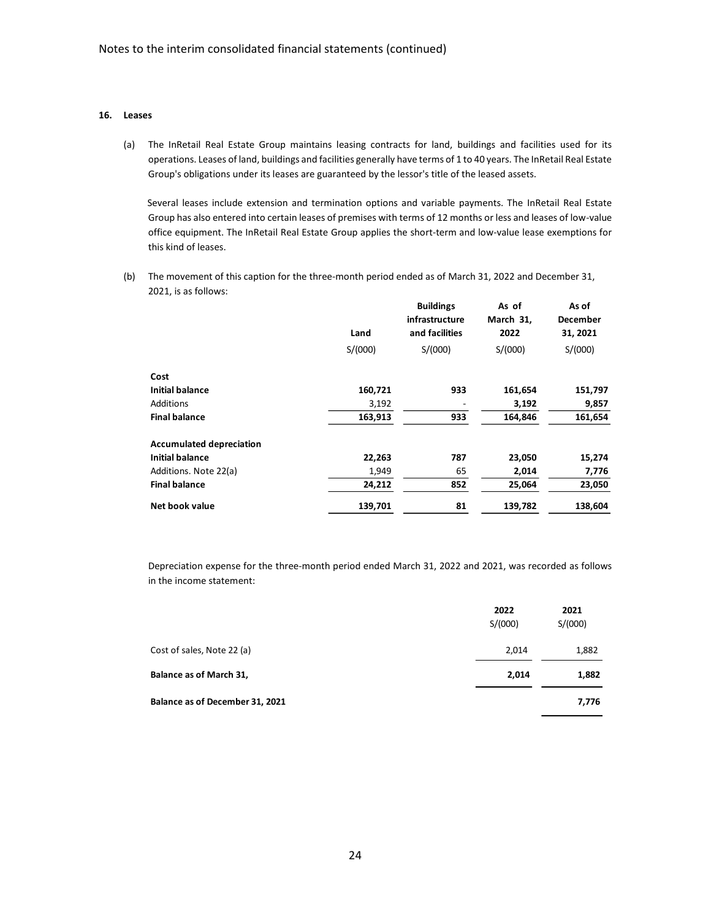## 16. Leases

(a) The InRetail Real Estate Group maintains leasing contracts for land, buildings and facilities used for its operations. Leases of land, buildings and facilities generally have terms of 1 to 40 years. The InRetail Real Estate Group's obligations under its leases are guaranteed by the lessor's title of the leased assets.

Several leases include extension and termination options and variable payments. The InRetail Real Estate Group has also entered into certain leases of premises with terms of 12 months or less and leases of low-value office equipment. The InRetail Real Estate Group applies the short-term and low-value lease exemptions for this kind of leases.

(b) The movement of this caption for the three-month period ended as of March 31, 2022 and December 31, 2021, is as follows:

| | Land | Buildings infrastructure and facilities | As of March 31, 2022 | As of December 31, 2021 |
|---|---|---|---|---|
| | S/(000) | S/(000) | S/(000) | S/(000) |
| **Cost** | | | | |
| **Initial balance** | **160,721** | **933** | **161,654** | **151,797** |
| Additions | 3,192 | - | **3,192** | **9,857** |
| **Final balance** | **163,913** | **933** | **164,846** | **161,654** |
| **Accumulated depreciation** | | | | |
| **Initial balance** | **22,263** | **787** | **23,050** | **15,274** |
| Additions. Note 22(a) | 1,949 | 65 | **2,014** | **7,776** |
| **Final balance** | **24,212** | **852** | **25,064** | **23,050** |
| **Net book value** | **139,701** | **81** | **139,782** | **138,604** |

Depreciation expense for the three-month period ended March 31, 2022 and 2021, was recorded as follows in the income statement:

| | 2022 | 2021 |
|---|---|---|
| | S/(000) | S/(000) |
| Cost of sales, Note 22 (a) | 2,014 | 1,882 |
| **Balance as of March 31,** | **2,014** | **1,882** |
| **Balance as of December 31, 2021** | | **7,776** |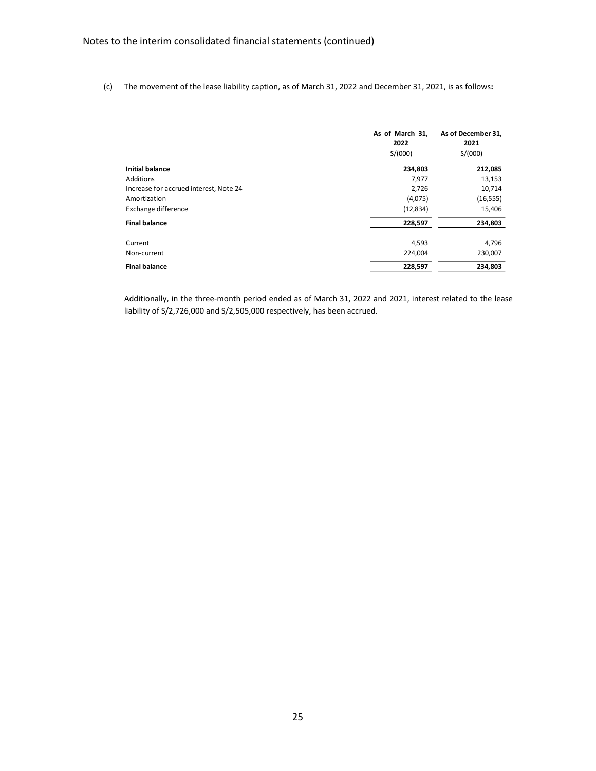(c) The movement of the lease liability caption, as of March 31, 2022 and December 31, 2021, is as follows:

| | As of March 31, 2022 S/(000) | As of December 31, 2021 S/(000) |
|---|---|---|
| **Initial balance** | **234,803** | **212,085** |
| Additions | 7,977 | 13,153 |
| Increase for accrued interest, Note 24 | 2,726 | 10,714 |
| Amortization | (4,075) | (16,555) |
| Exchange difference | (12,834) | 15,406 |
| **Final balance** | **228,597** | **234,803** |
| | | |
| Current | 4,593 | 4,796 |
| Non-current | 224,004 | 230,007 |
| **Final balance** | **228,597** | **234,803** |

Additionally, in the three-month period ended as of March 31, 2022 and 2021, interest related to the lease liability of S/2,726,000 and S/2,505,000 respectively, has been accrued.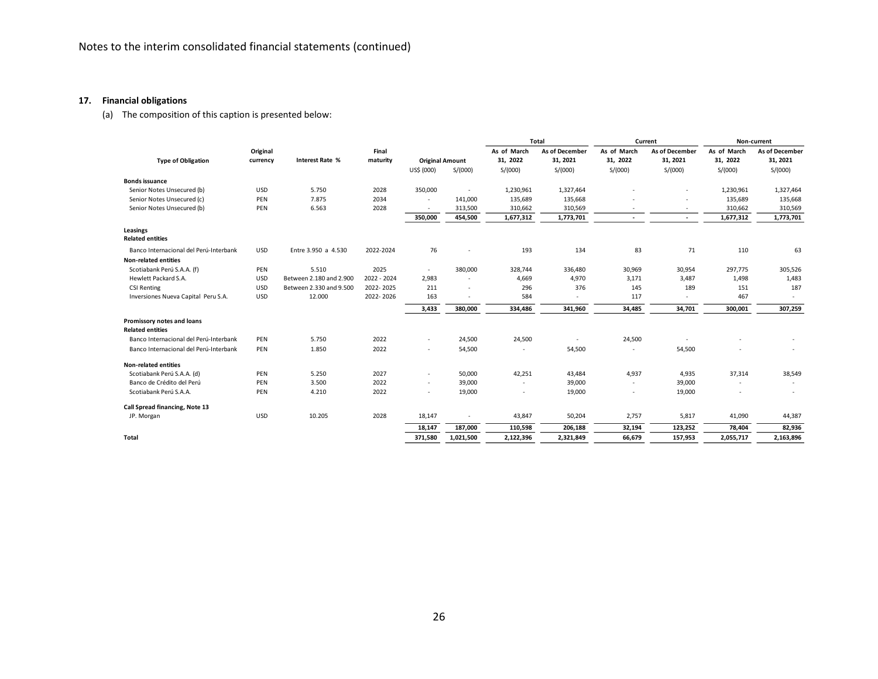Notes to the interim consolidated financial statements (continued)

## 17. Financial obligations

(a) The composition of this caption is presented below:

| Type of Obligation | Original currency | Interest Rate % | Final maturity | Original Amount | | Total | | Current | | Non-current | |
|---|---|---|---|---|---|---|---|---|---|---|---|
| | | | | | | As of March 31, 2022 | As of December 31, 2021 | As of March 31, 2022 | As of December 31, 2021 | As of March 31, 2022 | As of December 31, 2021 |
| | | | | US$ (000) | S/(000) | S/(000) | S/(000) | S/(000) | S/(000) | S/(000) | S/(000) |
| **Bonds issuance** | | | | | | | | | | | |
| Senior Notes Unsecured (b) | USD | 5.750 | 2028 | 350,000 | - | 1,230,961 | 1,327,464 | - | - | 1,230,961 | 1,327,464 |
| Senior Notes Unsecured (c) | PEN | 7.875 | 2034 | - | 141,000 | 135,689 | 135,668 | - | - | 135,689 | 135,668 |
| Senior Notes Unsecured (b) | PEN | 6.563 | 2028 | - | 313,500 | 310,662 | 310,569 | - | - | 310,662 | 310,569 |
| | | | | 350,000 | 454,500 | 1,677,312 | 1,773,701 | - | - | 1,677,312 | 1,773,701 |
| **Leasings** | | | | | | | | | | | |
| **Related entities** | | | | | | | | | | | |
| Banco Internacional del Perú-Interbank | USD | Entre 3.950 a 4.530 | 2022-2024 | 76 | - | 193 | 134 | 83 | 71 | 110 | 63 |
| **Non-related entities** | | | | | | | | | | | |
| Scotiabank Perú S.A.A. (f) | PEN | 5.510 | 2025 | - | 380,000 | 328,744 | 336,480 | 30,969 | 30,954 | 297,775 | 305,526 |
| Hewlett Packard S.A. | USD | Between 2.180 and 2.900 | 2022 - 2024 | 2,983 | - | 4,669 | 4,970 | 3,171 | 3,487 | 1,498 | 1,483 |
| CSI Renting | USD | Between 2.330 and 9.500 | 2022- 2025 | 211 | - | 296 | 376 | 145 | 189 | 151 | 187 |
| Inversiones Nueva Capital Peru S.A. | USD | 12.000 | 2022- 2026 | 163 | - | 584 | - | 117 | - | 467 | - |
| | | | | 3,433 | 380,000 | 334,486 | 341,960 | 34,485 | 34,701 | 300,001 | 307,259 |
| **Promissory notes and loans** | | | | | | | | | | | |
| **Related entities** | | | | | | | | | | | |
| Banco Internacional del Perú-Interbank | PEN | 5.750 | 2022 | - | 24,500 | 24,500 | - | 24,500 | - | - | - |
| Banco Internacional del Perú-Interbank | PEN | 1.850 | 2022 | - | 54,500 | - | 54,500 | - | 54,500 | - | - |
| **Non-related entities** | | | | | | | | | | | |
| Scotiabank Perú S.A.A. (d) | PEN | 5.250 | 2027 | - | 50,000 | 42,251 | 43,484 | 4,937 | 4,935 | 37,314 | 38,549 |
| Banco de Crédito del Perú | PEN | 3.500 | 2022 | - | 39,000 | - | 39,000 | - | 39,000 | - | - |
| Scotiabank Perú S.A.A. | PEN | 4.210 | 2022 | - | 19,000 | - | 19,000 | - | 19,000 | - | - |
| **Call Spread financing, Note 13** | | | | | | | | | | | |
| JP. Morgan | USD | 10.205 | 2028 | 18,147 | - | 43,847 | 50,204 | 2,757 | 5,817 | 41,090 | 44,387 |
| | | | | 18,147 | 187,000 | 110,598 | 206,188 | 32,194 | 123,252 | 78,404 | 82,936 |
| **Total** | | | | 371,580 | 1,021,500 | 2,122,396 | 2,321,849 | 66,679 | 157,953 | 2,055,717 | 2,163,896 |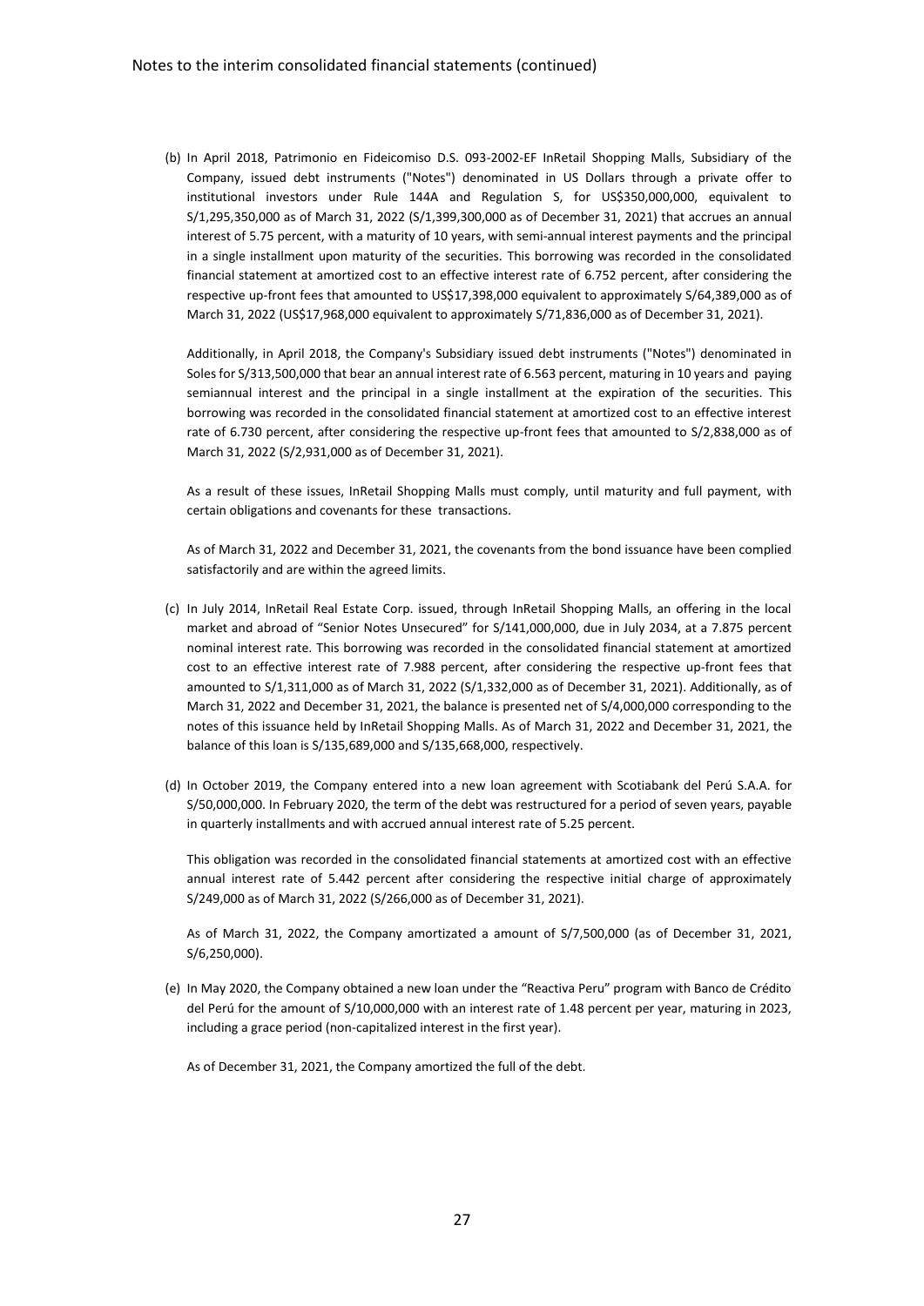(b) In April 2018, Patrimonio en Fideicomiso D.S. 093-2002-EF InRetail Shopping Malls, Subsidiary of the Company, issued debt instruments ("Notes") denominated in US Dollars through a private offer to institutional investors under Rule 144A and Regulation S, for US$350,000,000, equivalent to S/1,295,350,000 as of March 31, 2022 (S/1,399,300,000 as of December 31, 2021) that accrues an annual interest of 5.75 percent, with a maturity of 10 years, with semi-annual interest payments and the principal in a single installment upon maturity of the securities. This borrowing was recorded in the consolidated financial statement at amortized cost to an effective interest rate of 6.752 percent, after considering the respective up-front fees that amounted to US$17,398,000 equivalent to approximately S/64,389,000 as of March 31, 2022 (US$17,968,000 equivalent to approximately S/71,836,000 as of December 31, 2021).

Additionally, in April 2018, the Company's Subsidiary issued debt instruments ("Notes") denominated in Soles for S/313,500,000 that bear an annual interest rate of 6.563 percent, maturing in 10 years and paying semiannual interest and the principal in a single installment at the expiration of the securities. This borrowing was recorded in the consolidated financial statement at amortized cost to an effective interest rate of 6.730 percent, after considering the respective up-front fees that amounted to S/2,838,000 as of March 31, 2022 (S/2,931,000 as of December 31, 2021).

As a result of these issues, InRetail Shopping Malls must comply, until maturity and full payment, with certain obligations and covenants for these transactions.

As of March 31, 2022 and December 31, 2021, the covenants from the bond issuance have been complied satisfactorily and are within the agreed limits.

(c) In July 2014, InRetail Real Estate Corp. issued, through InRetail Shopping Malls, an offering in the local market and abroad of "Senior Notes Unsecured" for S/141,000,000, due in July 2034, at a 7.875 percent nominal interest rate. This borrowing was recorded in the consolidated financial statement at amortized cost to an effective interest rate of 7.988 percent, after considering the respective up-front fees that amounted to S/1,311,000 as of March 31, 2022 (S/1,332,000 as of December 31, 2021). Additionally, as of March 31, 2022 and December 31, 2021, the balance is presented net of S/4,000,000 corresponding to the notes of this issuance held by InRetail Shopping Malls. As of March 31, 2022 and December 31, 2021, the balance of this loan is S/135,689,000 and S/135,668,000, respectively.

(d) In October 2019, the Company entered into a new loan agreement with Scotiabank del Perú S.A.A. for S/50,000,000. In February 2020, the term of the debt was restructured for a period of seven years, payable in quarterly installments and with accrued annual interest rate of 5.25 percent.

This obligation was recorded in the consolidated financial statements at amortized cost with an effective annual interest rate of 5.442 percent after considering the respective initial charge of approximately S/249,000 as of March 31, 2022 (S/266,000 as of December 31, 2021).

As of March 31, 2022, the Company amortizated a amount of S/7,500,000 (as of December 31, 2021, S/6,250,000).

(e) In May 2020, the Company obtained a new loan under the "Reactiva Peru" program with Banco de Crédito del Perú for the amount of S/10,000,000 with an interest rate of 1.48 percent per year, maturing in 2023, including a grace period (non-capitalized interest in the first year).

As of December 31, 2021, the Company amortized the full of the debt.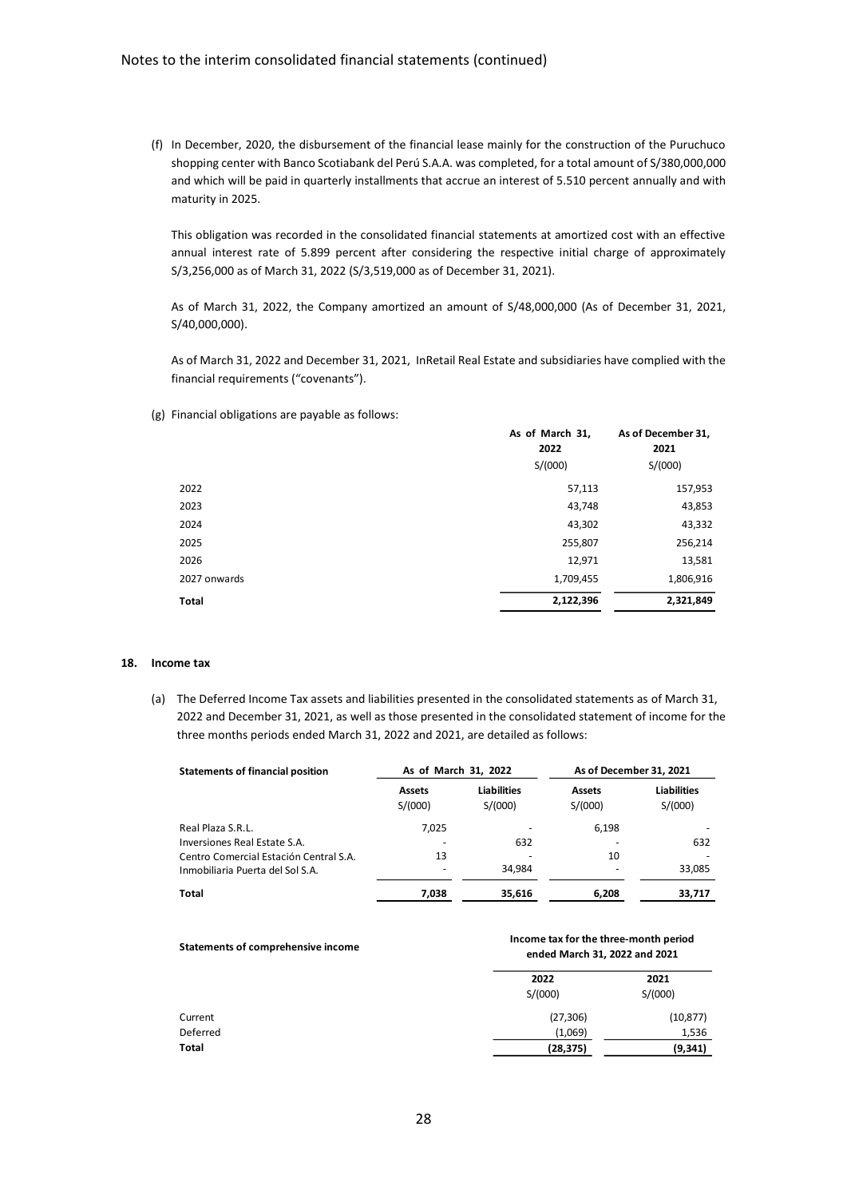(f) In December, 2020, the disbursement of the financial lease mainly for the construction of the Puruchuco shopping center with Banco Scotiabank del Perú S.A.A. was completed, for a total amount of S/380,000,000 and which will be paid in quarterly installments that accrue an interest of 5.510 percent annually and with maturity in 2025.

This obligation was recorded in the consolidated financial statements at amortized cost with an effective annual interest rate of 5.899 percent after considering the respective initial charge of approximately S/3,256,000 as of March 31, 2022 (S/3,519,000 as of December 31, 2021).

As of March 31, 2022, the Company amortized an amount of S/48,000,000 (As of December 31, 2021, S/40,000,000).

As of March 31, 2022 and December 31, 2021, InRetail Real Estate and subsidiaries have complied with the financial requirements ("covenants").

(g) Financial obligations are payable as follows:

| | As of March 31, 2022 | As of December 31, 2021 |
|---|---|---|
| | S/(000) | S/(000) |
| 2022 | 57,113 | 157,953 |
| 2023 | 43,748 | 43,853 |
| 2024 | 43,302 | 43,332 |
| 2025 | 255,807 | 256,214 |
| 2026 | 12,971 | 13,581 |
| 2027 onwards | 1,709,455 | 1,806,916 |
| **Total** | **2,122,396** | **2,321,849** |

## 18. Income tax

(a) The Deferred Income Tax assets and liabilities presented in the consolidated statements as of March 31, 2022 and December 31, 2021, as well as those presented in the consolidated statement of income for the three months periods ended March 31, 2022 and 2021, are detailed as follows:

| **Statements of financial position** | As of March 31, 2022 | | As of December 31, 2021 | |
|---|---|---|---|---|
| | **Assets** | **Liabilities** | **Assets** | **Liabilities** |
| | S/(000) | S/(000) | S/(000) | S/(000) |
| Real Plaza S.R.L. | 7,025 | - | 6,198 | - |
| Inversiones Real Estate S.A. | - | 632 | - | 632 |
| Centro Comercial Estación Central S.A. | 13 | - | 10 | - |
| Inmobiliaria Puerta del Sol S.A. | - | 34,984 | - | 33,085 |
| **Total** | **7,038** | **35,616** | **6,208** | **33,717** |

| **Statements of comprehensive income** | Income tax for the three-month period ended March 31, 2022 and 2021 | |
|---|---|---|
| | 2022 | 2021 |
| | S/(000) | S/(000) |
| Current | (27,306) | (10,877) |
| Deferred | (1,069) | 1,536 |
| **Total** | **(28,375)** | **(9,341)** |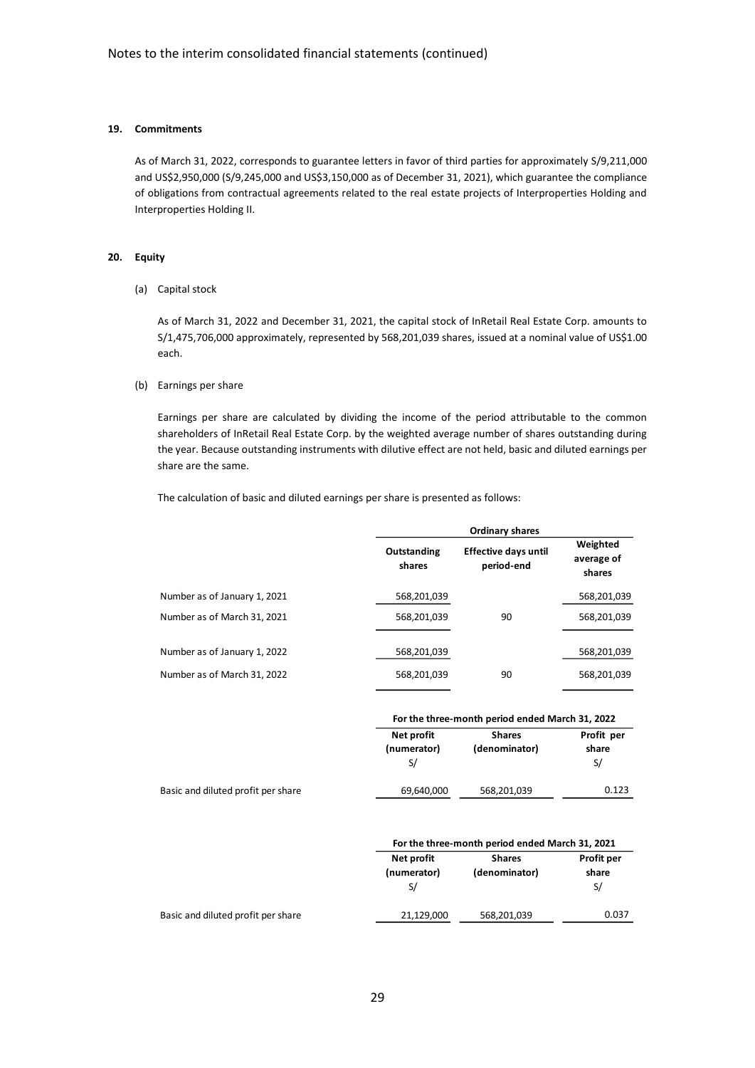## 19. Commitments

As of March 31, 2022, corresponds to guarantee letters in favor of third parties for approximately S/9,211,000 and US$2,950,000 (S/9,245,000 and US$3,150,000 as of December 31, 2021), which guarantee the compliance of obligations from contractual agreements related to the real estate projects of Interproperties Holding and Interproperties Holding II.

## 20. Equity

(a) Capital stock

As of March 31, 2022 and December 31, 2021, the capital stock of InRetail Real Estate Corp. amounts to S/1,475,706,000 approximately, represented by 568,201,039 shares, issued at a nominal value of US$1.00 each.

(b) Earnings per share

Earnings per share are calculated by dividing the income of the period attributable to the common shareholders of InRetail Real Estate Corp. by the weighted average number of shares outstanding during the year. Because outstanding instruments with dilutive effect are not held, basic and diluted earnings per share are the same.

The calculation of basic and diluted earnings per share is presented as follows:

| | Ordinary shares | | |
|---|---|---|---|
| | Outstanding shares | Effective days until period-end | Weighted average of shares |
| Number as of January 1, 2021 | 568,201,039 | | 568,201,039 |
| Number as of March 31, 2021 | 568,201,039 | 90 | 568,201,039 |
| Number as of January 1, 2022 | 568,201,039 | | 568,201,039 |
| Number as of March 31, 2022 | 568,201,039 | 90 | 568,201,039 |

| | For the three-month period ended March 31, 2022 | | |
|---|---|---|---|
| | Net profit (numerator) S/ | Shares (denominator) | Profit per share S/ |
| Basic and diluted profit per share | 69,640,000 | 568,201,039 | 0.123 |

| | For the three-month period ended March 31, 2021 | | |
|---|---|---|---|
| | Net profit (numerator) S/ | Shares (denominator) | Profit per share S/ |
| Basic and diluted profit per share | 21,129,000 | 568,201,039 | 0.037 |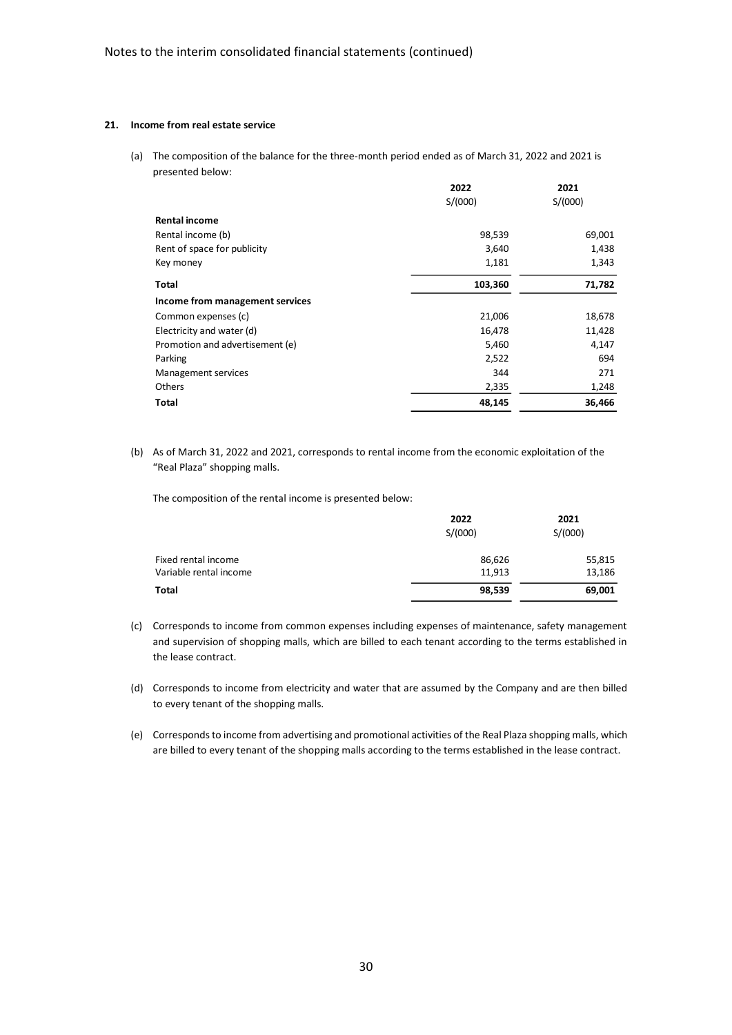Notes to the interim consolidated financial statements (continued)

## 21. Income from real estate service

(a) The composition of the balance for the three-month period ended as of March 31, 2022 and 2021 is presented below:

| | 2022 | 2021 |
|---|---|---|
| | S/(000) | S/(000) |
| **Rental income** | | |
| Rental income (b) | 98,539 | 69,001 |
| Rent of space for publicity | 3,640 | 1,438 |
| Key money | 1,181 | 1,343 |
| **Total** | **103,360** | **71,782** |
| **Income from management services** | | |
| Common expenses (c) | 21,006 | 18,678 |
| Electricity and water (d) | 16,478 | 11,428 |
| Promotion and advertisement (e) | 5,460 | 4,147 |
| Parking | 2,522 | 694 |
| Management services | 344 | 271 |
| Others | 2,335 | 1,248 |
| **Total** | **48,145** | **36,466** |

(b) As of March 31, 2022 and 2021, corresponds to rental income from the economic exploitation of the "Real Plaza" shopping malls.

The composition of the rental income is presented below:

| | 2022 | 2021 |
|---|---|---|
| | S/(000) | S/(000) |
| Fixed rental income | 86,626 | 55,815 |
| Variable rental income | 11,913 | 13,186 |
| **Total** | **98,539** | **69,001** |

(c) Corresponds to income from common expenses including expenses of maintenance, safety management and supervision of shopping malls, which are billed to each tenant according to the terms established in the lease contract.

(d) Corresponds to income from electricity and water that are assumed by the Company and are then billed to every tenant of the shopping malls.

(e) Corresponds to income from advertising and promotional activities of the Real Plaza shopping malls, which are billed to every tenant of the shopping malls according to the terms established in the lease contract.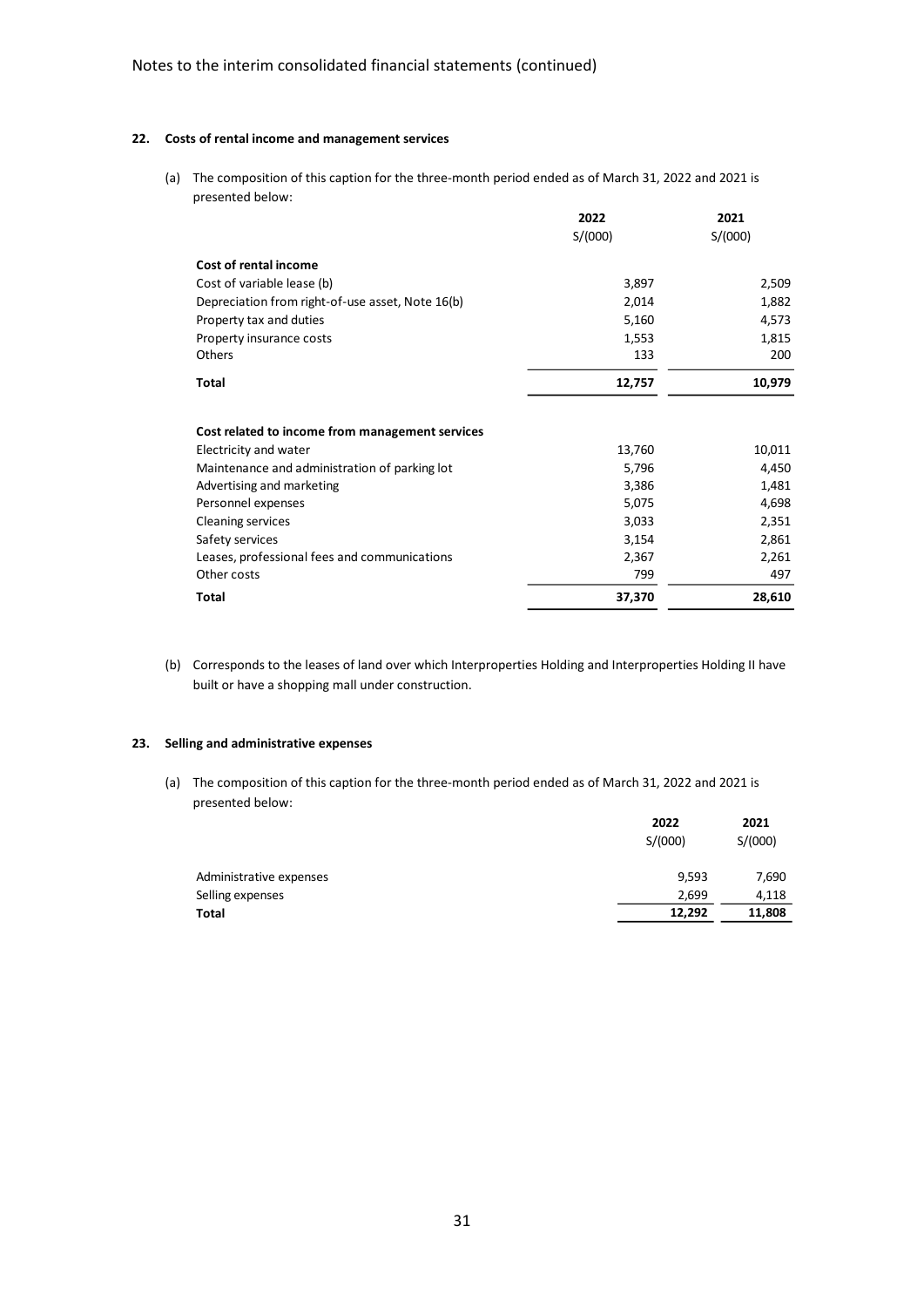Notes to the interim consolidated financial statements (continued)

## 22. Costs of rental income and management services

(a) The composition of this caption for the three-month period ended as of March 31, 2022 and 2021 is presented below:

| | 2022<br>S/(000) | 2021<br>S/(000) |
|---|---|---|
| **Cost of rental income** | | |
| Cost of variable lease (b) | 3,897 | 2,509 |
| Depreciation from right-of-use asset, Note 16(b) | 2,014 | 1,882 |
| Property tax and duties | 5,160 | 4,573 |
| Property insurance costs | 1,553 | 1,815 |
| Others | 133 | 200 |
| **Total** | **12,757** | **10,979** |
| | | |
| **Cost related to income from management services** | | |
| Electricity and water | 13,760 | 10,011 |
| Maintenance and administration of parking lot | 5,796 | 4,450 |
| Advertising and marketing | 3,386 | 1,481 |
| Personnel expenses | 5,075 | 4,698 |
| Cleaning services | 3,033 | 2,351 |
| Safety services | 3,154 | 2,861 |
| Leases, professional fees and communications | 2,367 | 2,261 |
| Other costs | 799 | 497 |
| **Total** | **37,370** | **28,610** |

(b) Corresponds to the leases of land over which Interproperties Holding and Interproperties Holding II have built or have a shopping mall under construction.

## 23. Selling and administrative expenses

(a) The composition of this caption for the three-month period ended as of March 31, 2022 and 2021 is presented below:

| | 2022<br>S/(000) | 2021<br>S/(000) |
|---|---|---|
| Administrative expenses | 9,593 | 7,690 |
| Selling expenses | 2,699 | 4,118 |
| **Total** | **12,292** | **11,808** |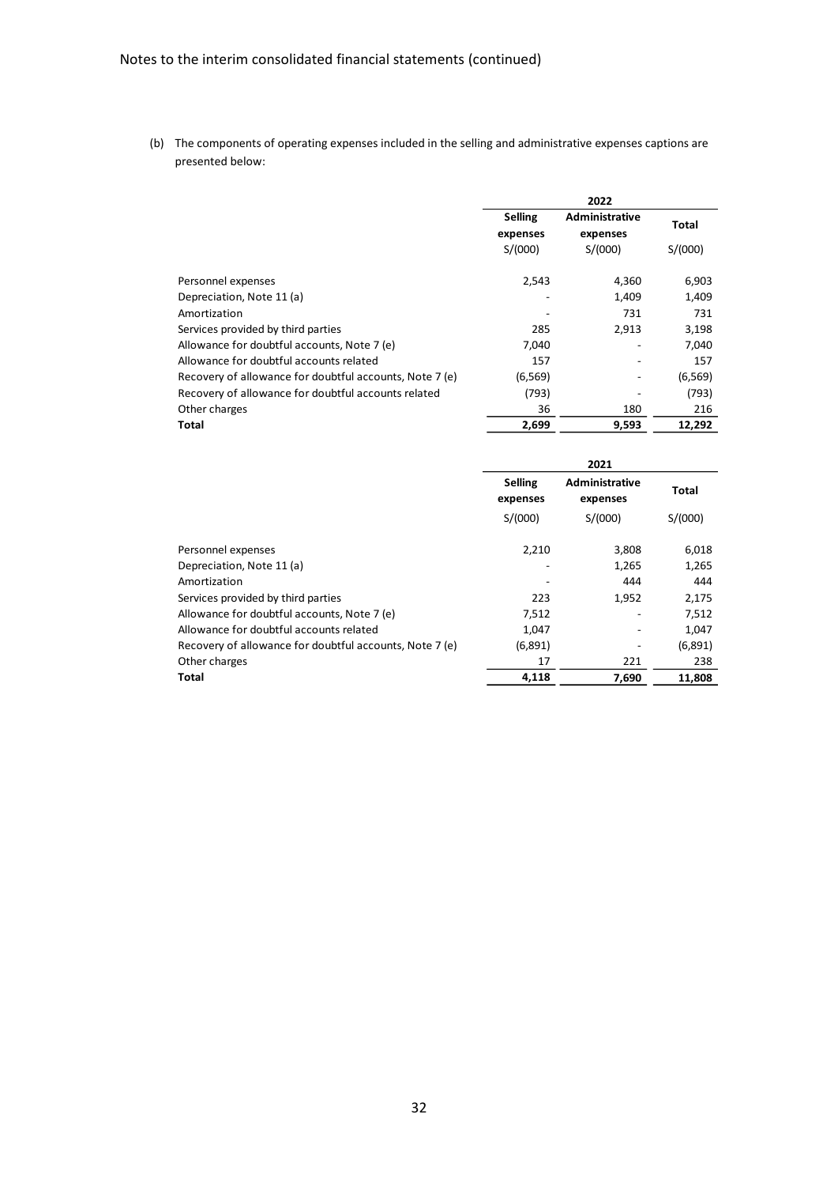(b) The components of operating expenses included in the selling and administrative expenses captions are presented below:

| | 2022 | | |
|---|---|---|---|
| | Selling expenses | Administrative expenses | Total |
| | S/(000) | S/(000) | S/(000) |
| Personnel expenses | 2,543 | 4,360 | 6,903 |
| Depreciation, Note 11 (a) | - | 1,409 | 1,409 |
| Amortization | - | 731 | 731 |
| Services provided by third parties | 285 | 2,913 | 3,198 |
| Allowance for doubtful accounts, Note 7 (e) | 7,040 | - | 7,040 |
| Allowance for doubtful accounts related | 157 | - | 157 |
| Recovery of allowance for doubtful accounts, Note 7 (e) | (6,569) | - | (6,569) |
| Recovery of allowance for doubtful accounts related | (793) | - | (793) |
| Other charges | 36 | 180 | 216 |
| **Total** | **2,699** | **9,593** | **12,292** |

| | 2021 | | |
|---|---|---|---|
| | Selling expenses | Administrative expenses | Total |
| | S/(000) | S/(000) | S/(000) |
| Personnel expenses | 2,210 | 3,808 | 6,018 |
| Depreciation, Note 11 (a) | - | 1,265 | 1,265 |
| Amortization | - | 444 | 444 |
| Services provided by third parties | 223 | 1,952 | 2,175 |
| Allowance for doubtful accounts, Note 7 (e) | 7,512 | - | 7,512 |
| Allowance for doubtful accounts related | 1,047 | - | 1,047 |
| Recovery of allowance for doubtful accounts, Note 7 (e) | (6,891) | - | (6,891) |
| Other charges | 17 | 221 | 238 |
| **Total** | **4,118** | **7,690** | **11,808** |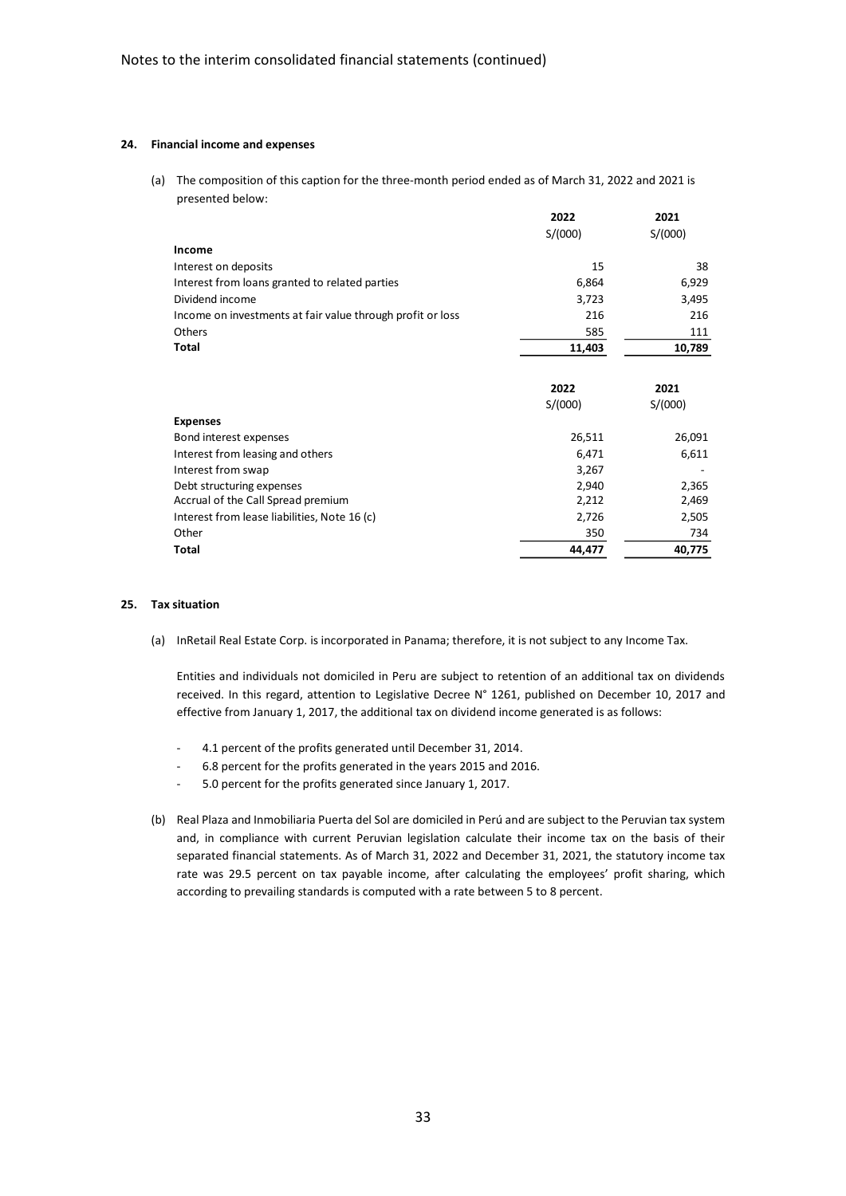Notes to the interim consolidated financial statements (continued)

## 24. Financial income and expenses

(a) The composition of this caption for the three-month period ended as of March 31, 2022 and 2021 is presented below:

| | 2022 | 2021 |
|---|---|---|
| | S/(000) | S/(000) |
| **Income** | | |
| Interest on deposits | 15 | 38 |
| Interest from loans granted to related parties | 6,864 | 6,929 |
| Dividend income | 3,723 | 3,495 |
| Income on investments at fair value through profit or loss | 216 | 216 |
| Others | 585 | 111 |
| **Total** | **11,403** | **10,789** |

| | 2022 | 2021 |
|---|---|---|
| | S/(000) | S/(000) |
| **Expenses** | | |
| Bond interest expenses | 26,511 | 26,091 |
| Interest from leasing and others | 6,471 | 6,611 |
| Interest from swap | 3,267 | - |
| Debt structuring expenses | 2,940 | 2,365 |
| Accrual of the Call Spread premium | 2,212 | 2,469 |
| Interest from lease liabilities, Note 16 (c) | 2,726 | 2,505 |
| Other | 350 | 734 |
| **Total** | **44,477** | **40,775** |

## 25. Tax situation

(a) InRetail Real Estate Corp. is incorporated in Panama; therefore, it is not subject to any Income Tax.

Entities and individuals not domiciled in Peru are subject to retention of an additional tax on dividends received. In this regard, attention to Legislative Decree N° 1261, published on December 10, 2017 and effective from January 1, 2017, the additional tax on dividend income generated is as follows:

- 4.1 percent of the profits generated until December 31, 2014.
- 6.8 percent for the profits generated in the years 2015 and 2016.
- 5.0 percent for the profits generated since January 1, 2017.

(b) Real Plaza and Inmobiliaria Puerta del Sol are domiciled in Perú and are subject to the Peruvian tax system and, in compliance with current Peruvian legislation calculate their income tax on the basis of their separated financial statements. As of March 31, 2022 and December 31, 2021, the statutory income tax rate was 29.5 percent on tax payable income, after calculating the employees' profit sharing, which according to prevailing standards is computed with a rate between 5 to 8 percent.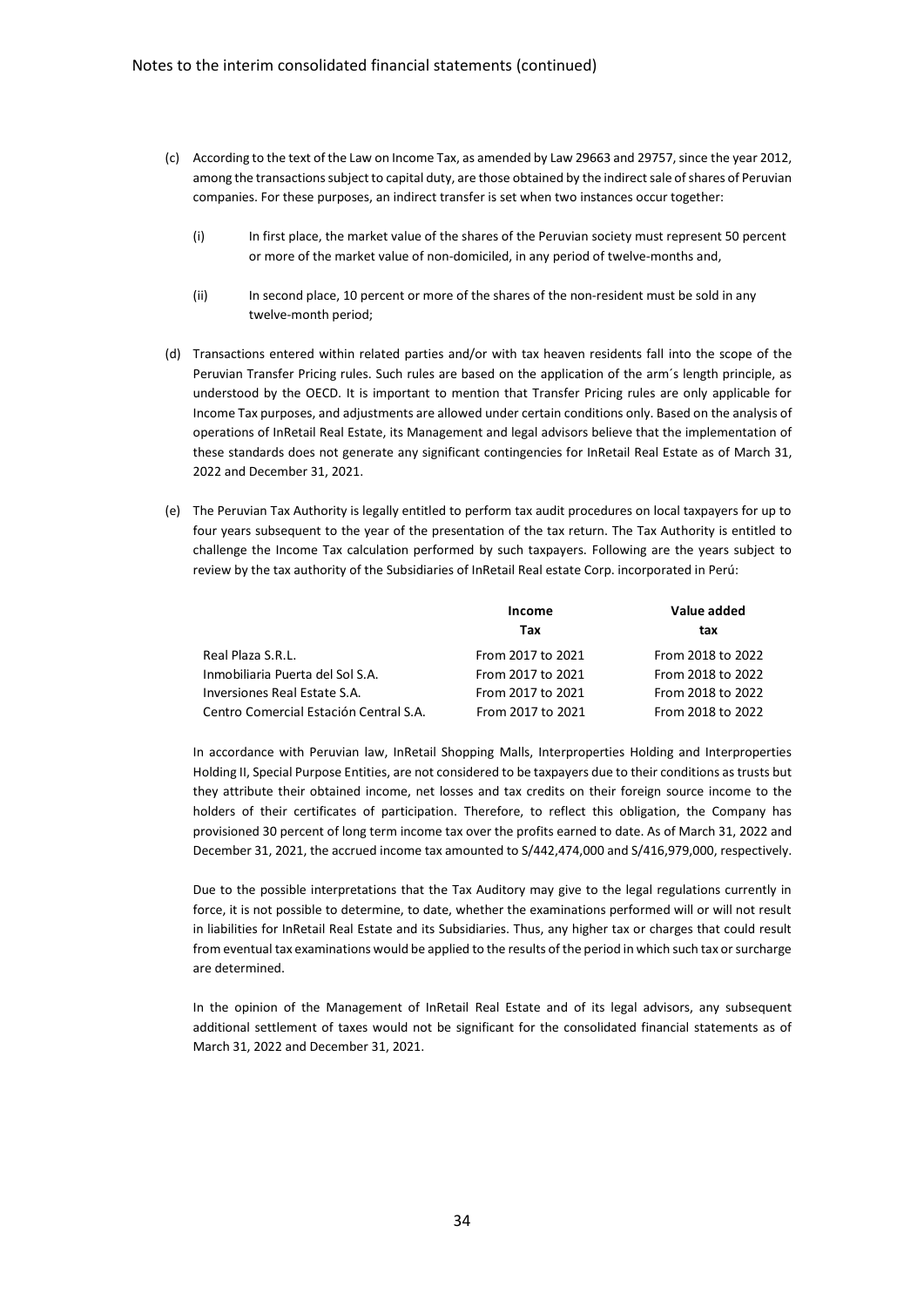(c) According to the text of the Law on Income Tax, as amended by Law 29663 and 29757, since the year 2012, among the transactions subject to capital duty, are those obtained by the indirect sale of shares of Peruvian companies. For these purposes, an indirect transfer is set when two instances occur together:

   (i) In first place, the market value of the shares of the Peruvian society must represent 50 percent or more of the market value of non-domiciled, in any period of twelve-months and,

   (ii) In second place, 10 percent or more of the shares of the non-resident must be sold in any twelve-month period;

(d) Transactions entered within related parties and/or with tax heaven residents fall into the scope of the Peruvian Transfer Pricing rules. Such rules are based on the application of the arm´s length principle, as understood by the OECD. It is important to mention that Transfer Pricing rules are only applicable for Income Tax purposes, and adjustments are allowed under certain conditions only. Based on the analysis of operations of InRetail Real Estate, its Management and legal advisors believe that the implementation of these standards does not generate any significant contingencies for InRetail Real Estate as of March 31, 2022 and December 31, 2021.

(e) The Peruvian Tax Authority is legally entitled to perform tax audit procedures on local taxpayers for up to four years subsequent to the year of the presentation of the tax return. The Tax Authority is entitled to challenge the Income Tax calculation performed by such taxpayers. Following are the years subject to review by the tax authority of the Subsidiaries of InRetail Real estate Corp. incorporated in Perú:

| | Income Tax | Value added tax |
|---|---|---|
| Real Plaza S.R.L. | From 2017 to 2021 | From 2018 to 2022 |
| Inmobiliaria Puerta del Sol S.A. | From 2017 to 2021 | From 2018 to 2022 |
| Inversiones Real Estate S.A. | From 2017 to 2021 | From 2018 to 2022 |
| Centro Comercial Estación Central S.A. | From 2017 to 2021 | From 2018 to 2022 |

In accordance with Peruvian law, InRetail Shopping Malls, Interproperties Holding and Interproperties Holding II, Special Purpose Entities, are not considered to be taxpayers due to their conditions as trusts but they attribute their obtained income, net losses and tax credits on their foreign source income to the holders of their certificates of participation. Therefore, to reflect this obligation, the Company has provisioned 30 percent of long term income tax over the profits earned to date. As of March 31, 2022 and December 31, 2021, the accrued income tax amounted to S/442,474,000 and S/416,979,000, respectively.

Due to the possible interpretations that the Tax Auditory may give to the legal regulations currently in force, it is not possible to determine, to date, whether the examinations performed will or will not result in liabilities for InRetail Real Estate and its Subsidiaries. Thus, any higher tax or charges that could result from eventual tax examinations would be applied to the results of the period in which such tax or surcharge are determined.

In the opinion of the Management of InRetail Real Estate and of its legal advisors, any subsequent additional settlement of taxes would not be significant for the consolidated financial statements as of March 31, 2022 and December 31, 2021.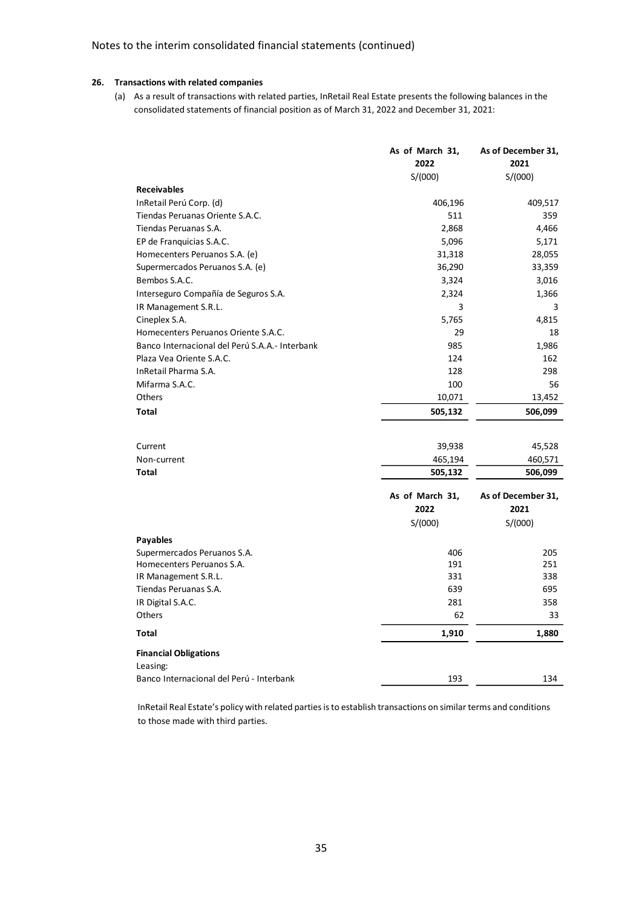Notes to the interim consolidated financial statements (continued)

## 26. Transactions with related companies

(a) As a result of transactions with related parties, InRetail Real Estate presents the following balances in the consolidated statements of financial position as of March 31, 2022 and December 31, 2021:

| | As of March 31, 2022 | As of December 31, 2021 |
|---|---|---|
| | S/(000) | S/(000) |
| **Receivables** | | |
| InRetail Perú Corp. (d) | 406,196 | 409,517 |
| Tiendas Peruanas Oriente S.A.C. | 511 | 359 |
| Tiendas Peruanas S.A. | 2,868 | 4,466 |
| EP de Franquicias S.A.C. | 5,096 | 5,171 |
| Homecenters Peruanos S.A. (e) | 31,318 | 28,055 |
| Supermercados Peruanos S.A. (e) | 36,290 | 33,359 |
| Bembos S.A.C. | 3,324 | 3,016 |
| Interseguro Compañía de Seguros S.A. | 2,324 | 1,366 |
| IR Management S.R.L. | 3 | 3 |
| Cineplex S.A. | 5,765 | 4,815 |
| Homecenters Peruanos Oriente S.A.C. | 29 | 18 |
| Banco Internacional del Perú S.A.A.- Interbank | 985 | 1,986 |
| Plaza Vea Oriente S.A.C. | 124 | 162 |
| InRetail Pharma S.A. | 128 | 298 |
| Mifarma S.A.C. | 100 | 56 |
| Others | 10,071 | 13,452 |
| **Total** | **505,132** | **506,099** |
| | | |
| Current | 39,938 | 45,528 |
| Non-current | 465,194 | 460,571 |
| **Total** | **505,132** | **506,099** |

| | As of March 31, 2022 | As of December 31, 2021 |
|---|---|---|
| | S/(000) | S/(000) |
| **Payables** | | |
| Supermercados Peruanos S.A. | 406 | 205 |
| Homecenters Peruanos S.A. | 191 | 251 |
| IR Management S.R.L. | 331 | 338 |
| Tiendas Peruanas S.A. | 639 | 695 |
| IR Digital S.A.C. | 281 | 358 |
| Others | 62 | 33 |
| **Total** | **1,910** | **1,880** |
| **Financial Obligations** | | |
| Leasing: | | |
| Banco Internacional del Perú - Interbank | 193 | 134 |

InRetail Real Estate's policy with related parties is to establish transactions on similar terms and conditions to those made with third parties.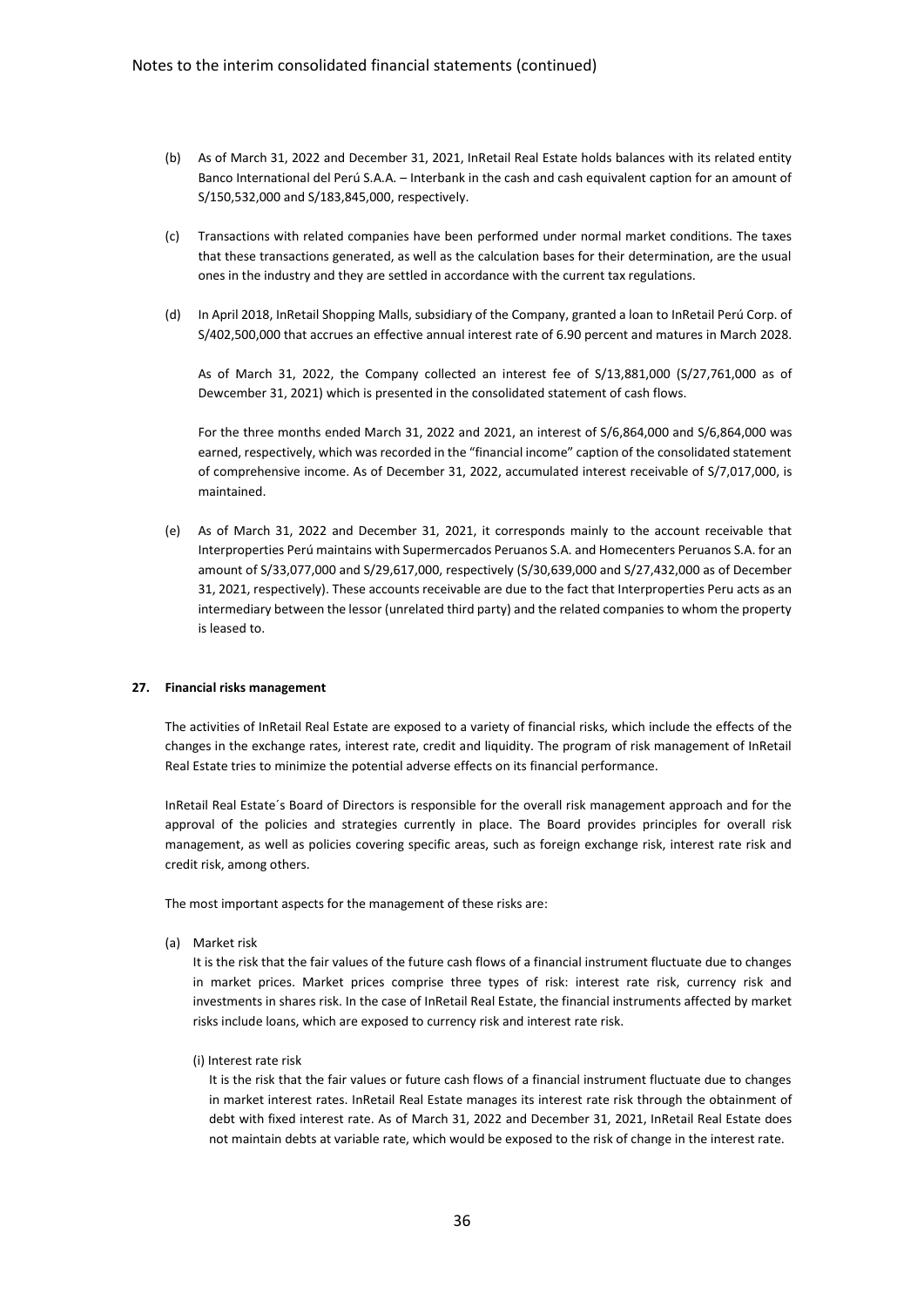(b) As of March 31, 2022 and December 31, 2021, InRetail Real Estate holds balances with its related entity Banco International del Perú S.A.A. – Interbank in the cash and cash equivalent caption for an amount of S/150,532,000 and S/183,845,000, respectively.

(c) Transactions with related companies have been performed under normal market conditions. The taxes that these transactions generated, as well as the calculation bases for their determination, are the usual ones in the industry and they are settled in accordance with the current tax regulations.

(d) In April 2018, InRetail Shopping Malls, subsidiary of the Company, granted a loan to InRetail Perú Corp. of S/402,500,000 that accrues an effective annual interest rate of 6.90 percent and matures in March 2028.

As of March 31, 2022, the Company collected an interest fee of S/13,881,000 (S/27,761,000 as of Dewcember 31, 2021) which is presented in the consolidated statement of cash flows.

For the three months ended March 31, 2022 and 2021, an interest of S/6,864,000 and S/6,864,000 was earned, respectively, which was recorded in the "financial income" caption of the consolidated statement of comprehensive income. As of December 31, 2022, accumulated interest receivable of S/7,017,000, is maintained.

(e) As of March 31, 2022 and December 31, 2021, it corresponds mainly to the account receivable that Interproperties Perú maintains with Supermercados Peruanos S.A. and Homecenters Peruanos S.A. for an amount of S/33,077,000 and S/29,617,000, respectively (S/30,639,000 and S/27,432,000 as of December 31, 2021, respectively). These accounts receivable are due to the fact that Interproperties Peru acts as an intermediary between the lessor (unrelated third party) and the related companies to whom the property is leased to.

## 27. Financial risks management

The activities of InRetail Real Estate are exposed to a variety of financial risks, which include the effects of the changes in the exchange rates, interest rate, credit and liquidity. The program of risk management of InRetail Real Estate tries to minimize the potential adverse effects on its financial performance.

InRetail Real Estate´s Board of Directors is responsible for the overall risk management approach and for the approval of the policies and strategies currently in place. The Board provides principles for overall risk management, as well as policies covering specific areas, such as foreign exchange risk, interest rate risk and credit risk, among others.

The most important aspects for the management of these risks are:

(a) Market risk

It is the risk that the fair values of the future cash flows of a financial instrument fluctuate due to changes in market prices. Market prices comprise three types of risk: interest rate risk, currency risk and investments in shares risk. In the case of InRetail Real Estate, the financial instruments affected by market risks include loans, which are exposed to currency risk and interest rate risk.

(i) Interest rate risk

It is the risk that the fair values or future cash flows of a financial instrument fluctuate due to changes in market interest rates. InRetail Real Estate manages its interest rate risk through the obtainment of debt with fixed interest rate. As of March 31, 2022 and December 31, 2021, InRetail Real Estate does not maintain debts at variable rate, which would be exposed to the risk of change in the interest rate.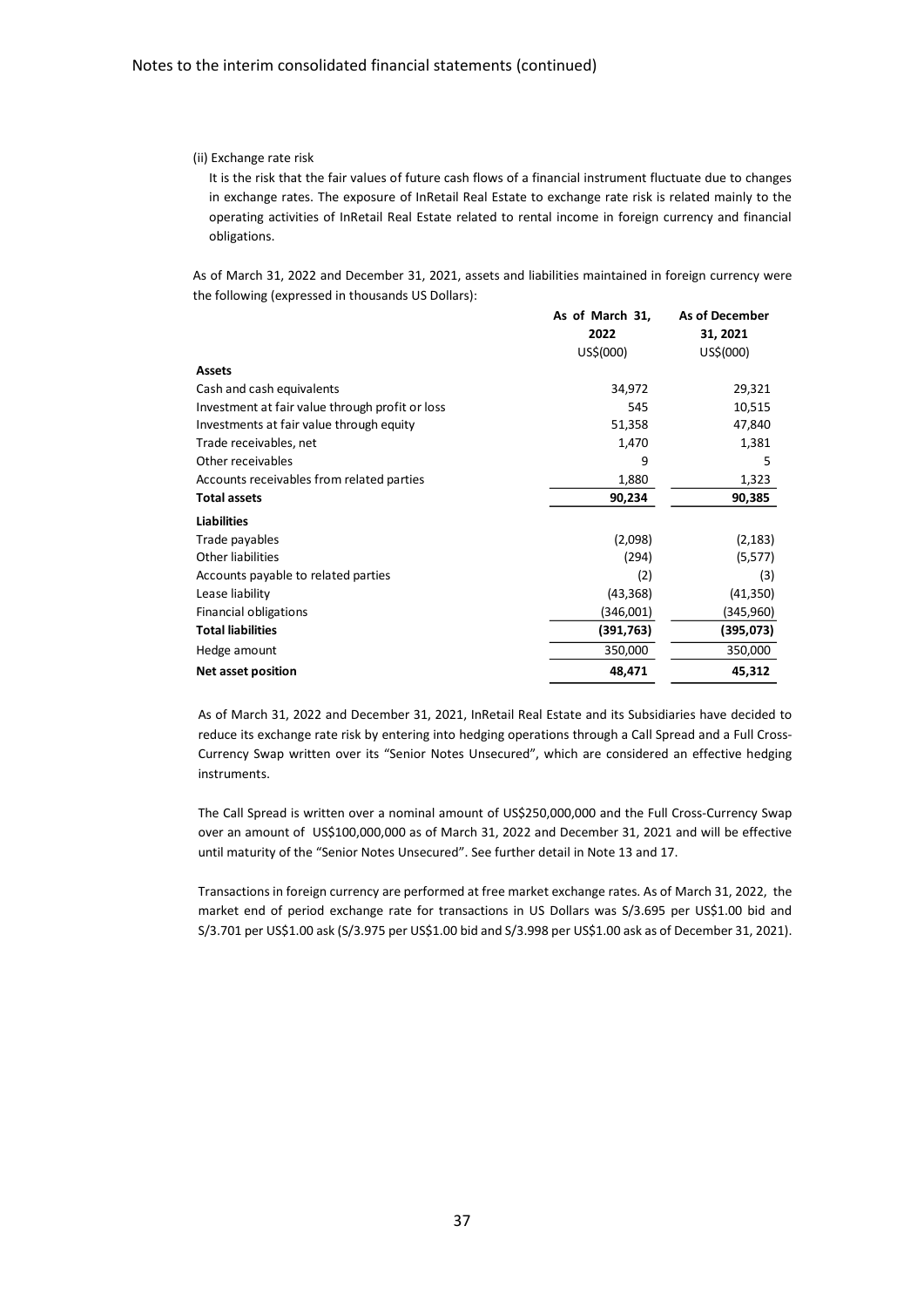(ii) Exchange rate risk

It is the risk that the fair values of future cash flows of a financial instrument fluctuate due to changes in exchange rates. The exposure of InRetail Real Estate to exchange rate risk is related mainly to the operating activities of InRetail Real Estate related to rental income in foreign currency and financial obligations.

As of March 31, 2022 and December 31, 2021, assets and liabilities maintained in foreign currency were the following (expressed in thousands US Dollars):

| | As of March 31, 2022 US$(000) | As of December 31, 2021 US$(000) |
|---|---|---|
| **Assets** | | |
| Cash and cash equivalents | 34,972 | 29,321 |
| Investment at fair value through profit or loss | 545 | 10,515 |
| Investments at fair value through equity | 51,358 | 47,840 |
| Trade receivables, net | 1,470 | 1,381 |
| Other receivables | 9 | 5 |
| Accounts receivables from related parties | 1,880 | 1,323 |
| **Total assets** | **90,234** | **90,385** |
| **Liabilities** | | |
| Trade payables | (2,098) | (2,183) |
| Other liabilities | (294) | (5,577) |
| Accounts payable to related parties | (2) | (3) |
| Lease liability | (43,368) | (41,350) |
| Financial obligations | (346,001) | (345,960) |
| **Total liabilities** | **(391,763)** | **(395,073)** |
| Hedge amount | 350,000 | 350,000 |
| **Net asset position** | **48,471** | **45,312** |

As of March 31, 2022 and December 31, 2021, InRetail Real Estate and its Subsidiaries have decided to reduce its exchange rate risk by entering into hedging operations through a Call Spread and a Full Cross-Currency Swap written over its "Senior Notes Unsecured", which are considered an effective hedging instruments.

The Call Spread is written over a nominal amount of US$250,000,000 and the Full Cross-Currency Swap over an amount of US$100,000,000 as of March 31, 2022 and December 31, 2021 and will be effective until maturity of the "Senior Notes Unsecured". See further detail in Note 13 and 17.

Transactions in foreign currency are performed at free market exchange rates. As of March 31, 2022, the market end of period exchange rate for transactions in US Dollars was S/3.695 per US$1.00 bid and S/3.701 per US$1.00 ask (S/3.975 per US$1.00 bid and S/3.998 per US$1.00 ask as of December 31, 2021).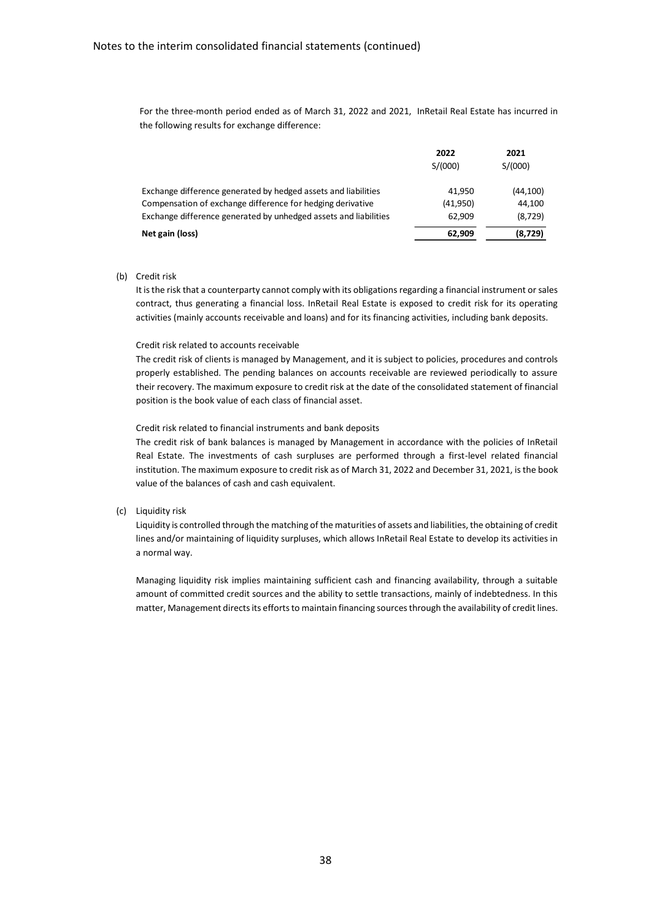For the three-month period ended as of March 31, 2022 and 2021, InRetail Real Estate has incurred in the following results for exchange difference:

| | 2022 | 2021 |
|---|---|---|
| | S/(000) | S/(000) |
| Exchange difference generated by hedged assets and liabilities | 41,950 | (44,100) |
| Compensation of exchange difference for hedging derivative | (41,950) | 44,100 |
| Exchange difference generated by unhedged assets and liabilities | 62,909 | (8,729) |
| **Net gain (loss)** | **62,909** | **(8,729)** |

(b) Credit risk

It is the risk that a counterparty cannot comply with its obligations regarding a financial instrument or sales contract, thus generating a financial loss. InRetail Real Estate is exposed to credit risk for its operating activities (mainly accounts receivable and loans) and for its financing activities, including bank deposits.

Credit risk related to accounts receivable

The credit risk of clients is managed by Management, and it is subject to policies, procedures and controls properly established. The pending balances on accounts receivable are reviewed periodically to assure their recovery. The maximum exposure to credit risk at the date of the consolidated statement of financial position is the book value of each class of financial asset.

Credit risk related to financial instruments and bank deposits

The credit risk of bank balances is managed by Management in accordance with the policies of InRetail Real Estate. The investments of cash surpluses are performed through a first-level related financial institution. The maximum exposure to credit risk as of March 31, 2022 and December 31, 2021, is the book value of the balances of cash and cash equivalent.

(c) Liquidity risk

Liquidity is controlled through the matching of the maturities of assets and liabilities, the obtaining of credit lines and/or maintaining of liquidity surpluses, which allows InRetail Real Estate to develop its activities in a normal way.

Managing liquidity risk implies maintaining sufficient cash and financing availability, through a suitable amount of committed credit sources and the ability to settle transactions, mainly of indebtedness. In this matter, Management directs its efforts to maintain financing sources through the availability of credit lines.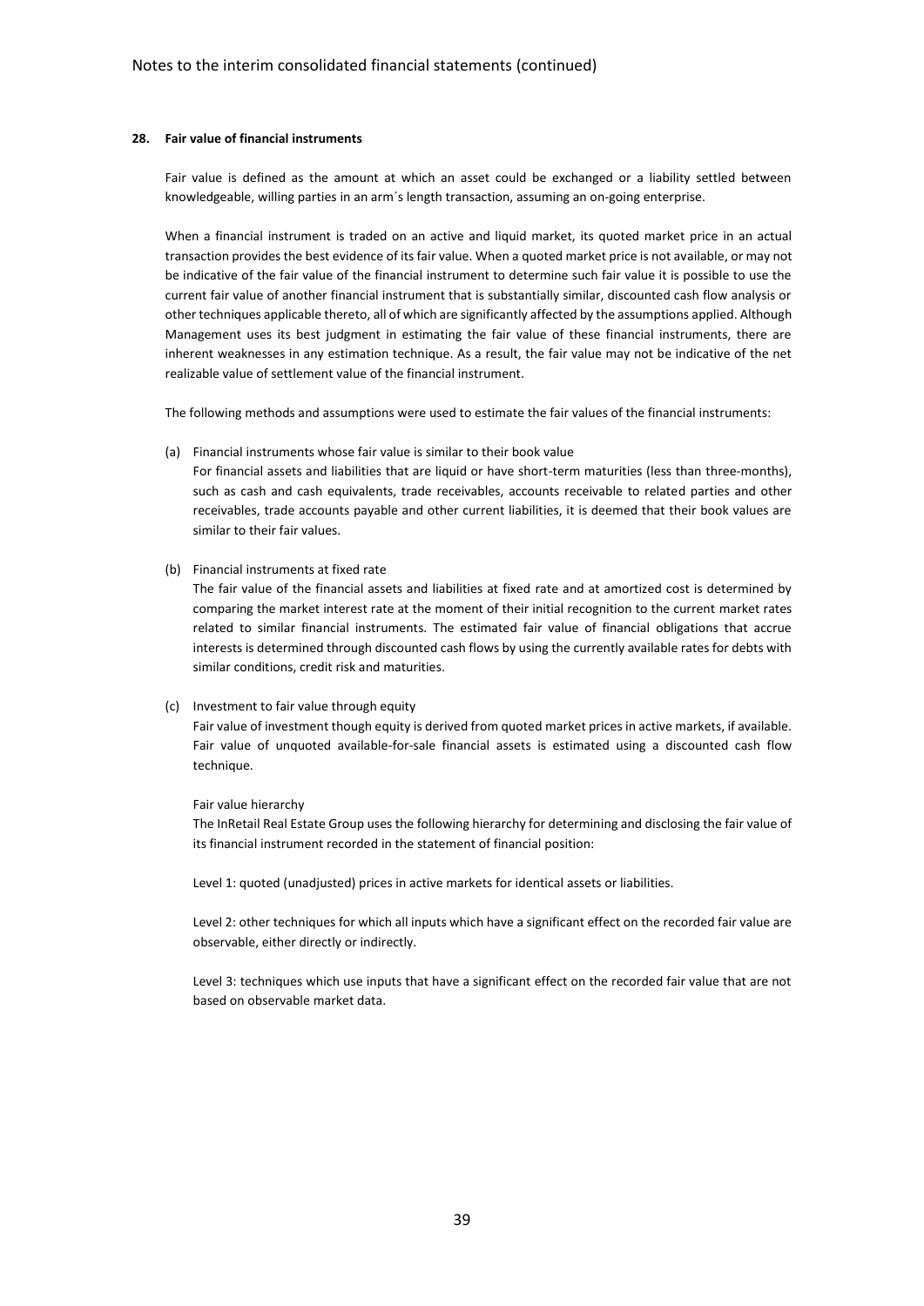## 28. Fair value of financial instruments

Fair value is defined as the amount at which an asset could be exchanged or a liability settled between knowledgeable, willing parties in an arm´s length transaction, assuming an on-going enterprise.

When a financial instrument is traded on an active and liquid market, its quoted market price in an actual transaction provides the best evidence of its fair value. When a quoted market price is not available, or may not be indicative of the fair value of the financial instrument to determine such fair value it is possible to use the current fair value of another financial instrument that is substantially similar, discounted cash flow analysis or other techniques applicable thereto, all of which are significantly affected by the assumptions applied. Although Management uses its best judgment in estimating the fair value of these financial instruments, there are inherent weaknesses in any estimation technique. As a result, the fair value may not be indicative of the net realizable value of settlement value of the financial instrument.

The following methods and assumptions were used to estimate the fair values of the financial instruments:

(a) Financial instruments whose fair value is similar to their book value

For financial assets and liabilities that are liquid or have short-term maturities (less than three-months), such as cash and cash equivalents, trade receivables, accounts receivable to related parties and other receivables, trade accounts payable and other current liabilities, it is deemed that their book values are similar to their fair values.

(b) Financial instruments at fixed rate

The fair value of the financial assets and liabilities at fixed rate and at amortized cost is determined by comparing the market interest rate at the moment of their initial recognition to the current market rates related to similar financial instruments. The estimated fair value of financial obligations that accrue interests is determined through discounted cash flows by using the currently available rates for debts with similar conditions, credit risk and maturities.

(c) Investment to fair value through equity

Fair value of investment though equity is derived from quoted market prices in active markets, if available. Fair value of unquoted available-for-sale financial assets is estimated using a discounted cash flow technique.

Fair value hierarchy

The InRetail Real Estate Group uses the following hierarchy for determining and disclosing the fair value of its financial instrument recorded in the statement of financial position:

Level 1: quoted (unadjusted) prices in active markets for identical assets or liabilities.

Level 2: other techniques for which all inputs which have a significant effect on the recorded fair value are observable, either directly or indirectly.

Level 3: techniques which use inputs that have a significant effect on the recorded fair value that are not based on observable market data.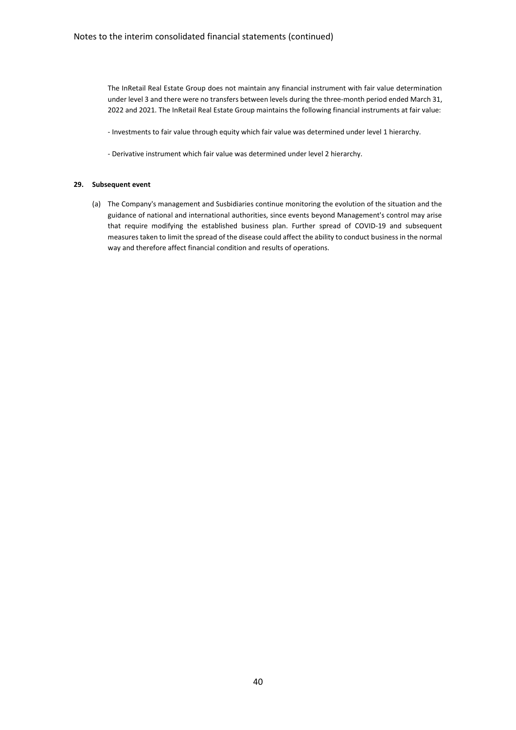The InRetail Real Estate Group does not maintain any financial instrument with fair value determination under level 3 and there were no transfers between levels during the three-month period ended March 31, 2022 and 2021. The InRetail Real Estate Group maintains the following financial instruments at fair value:

- Investments to fair value through equity which fair value was determined under level 1 hierarchy.

- Derivative instrument which fair value was determined under level 2 hierarchy.

**29. Subsequent event**

(a) The Company's management and Susbidiaries continue monitoring the evolution of the situation and the guidance of national and international authorities, since events beyond Management's control may arise that require modifying the established business plan. Further spread of COVID-19 and subsequent measures taken to limit the spread of the disease could affect the ability to conduct business in the normal way and therefore affect financial condition and results of operations.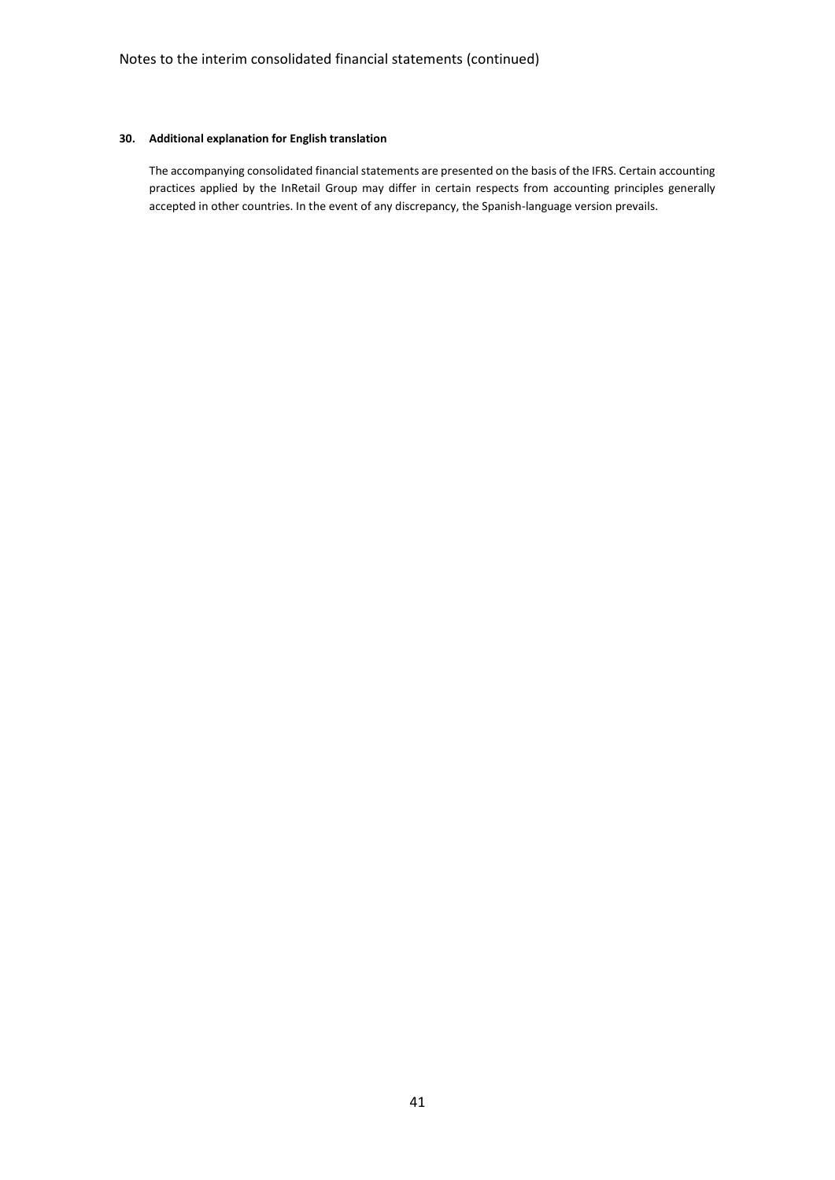### 30. Additional explanation for English translation

The accompanying consolidated financial statements are presented on the basis of the IFRS. Certain accounting practices applied by the InRetail Group may differ in certain respects from accounting principles generally accepted in other countries. In the event of any discrepancy, the Spanish-language version prevails.